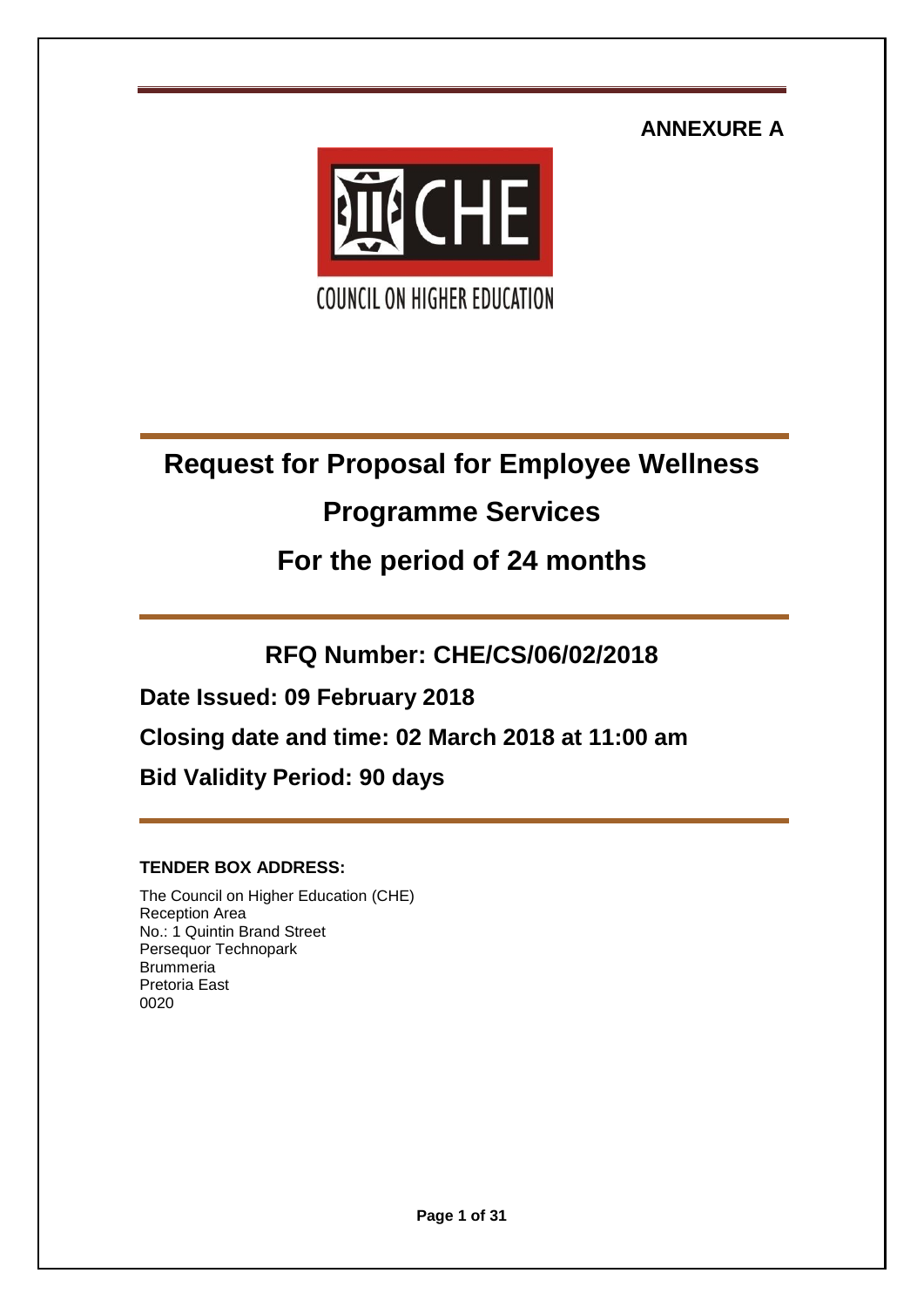**ANNEXURE A**

COUNCIL ON HIGHER EDUCATION

# Request for Proposal for Employee Wellness Programme Services

# For the period of 24 months

## RFQ Number: CHE/CS/06/02/2018

**Date Issued: 09 February 2018**

**Closing date and time: 02 March 2018 at 11:00 am**

**Bid Validity Period: 90 days**

**TENDER BOX ADDRESS:**

The Council on Higher Education (CHE)
Reception Area
No.: 1 Quintin Brand Street
Persequor Technopark
Brummeria
Pretoria East
0020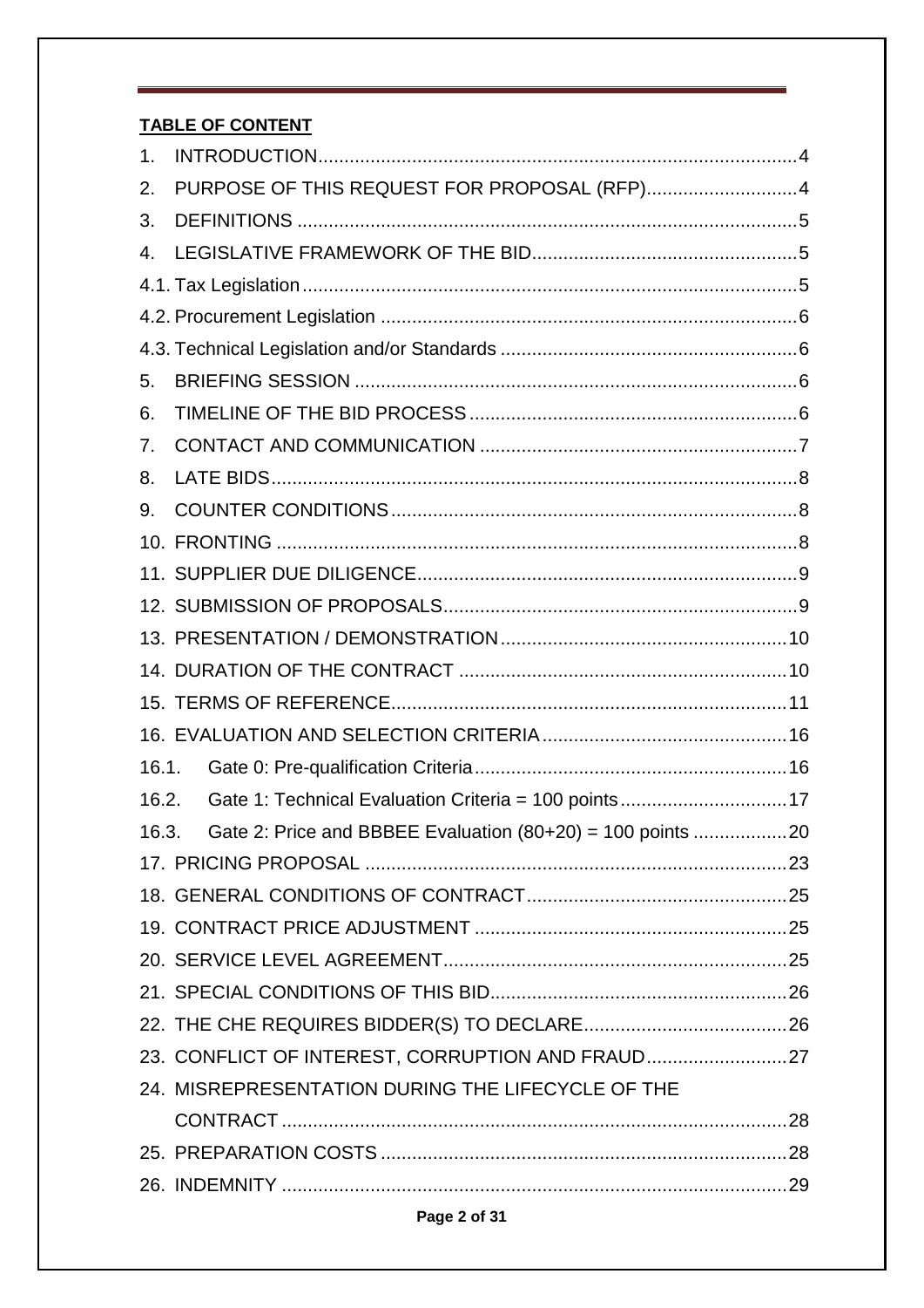**TABLE OF CONTENT**

1. INTRODUCTION...4
2. PURPOSE OF THIS REQUEST FOR PROPOSAL (RFP)...4
3. DEFINITIONS...5
4. LEGISLATIVE FRAMEWORK OF THE BID...5

4.1. Tax Legislation...5

4.2. Procurement Legislation...6

4.3. Technical Legislation and/or Standards...6

5. BRIEFING SESSION...6
6. TIMELINE OF THE BID PROCESS...6
7. CONTACT AND COMMUNICATION...7
8. LATE BIDS...8
9. COUNTER CONDITIONS...8
10. FRONTING...8
11. SUPPLIER DUE DILIGENCE...9
12. SUBMISSION OF PROPOSALS...9
13. PRESENTATION / DEMONSTRATION...10
14. DURATION OF THE CONTRACT...10
15. TERMS OF REFERENCE...11
16. EVALUATION AND SELECTION CRITERIA...16

16.1. Gate 0: Pre-qualification Criteria...16

16.2. Gate 1: Technical Evaluation Criteria = 100 points...17

16.3. Gate 2: Price and BBBEE Evaluation (80+20) = 100 points...20

17. PRICING PROPOSAL...23
18. GENERAL CONDITIONS OF CONTRACT...25
19. CONTRACT PRICE ADJUSTMENT...25
20. SERVICE LEVEL AGREEMENT...25
21. SPECIAL CONDITIONS OF THIS BID...26
22. THE CHE REQUIRES BIDDER(S) TO DECLARE...26
23. CONFLICT OF INTEREST, CORRUPTION AND FRAUD...27
24. MISREPRESENTATION DURING THE LIFECYCLE OF THE CONTRACT...28
25. PREPARATION COSTS...28
26. INDEMNITY...29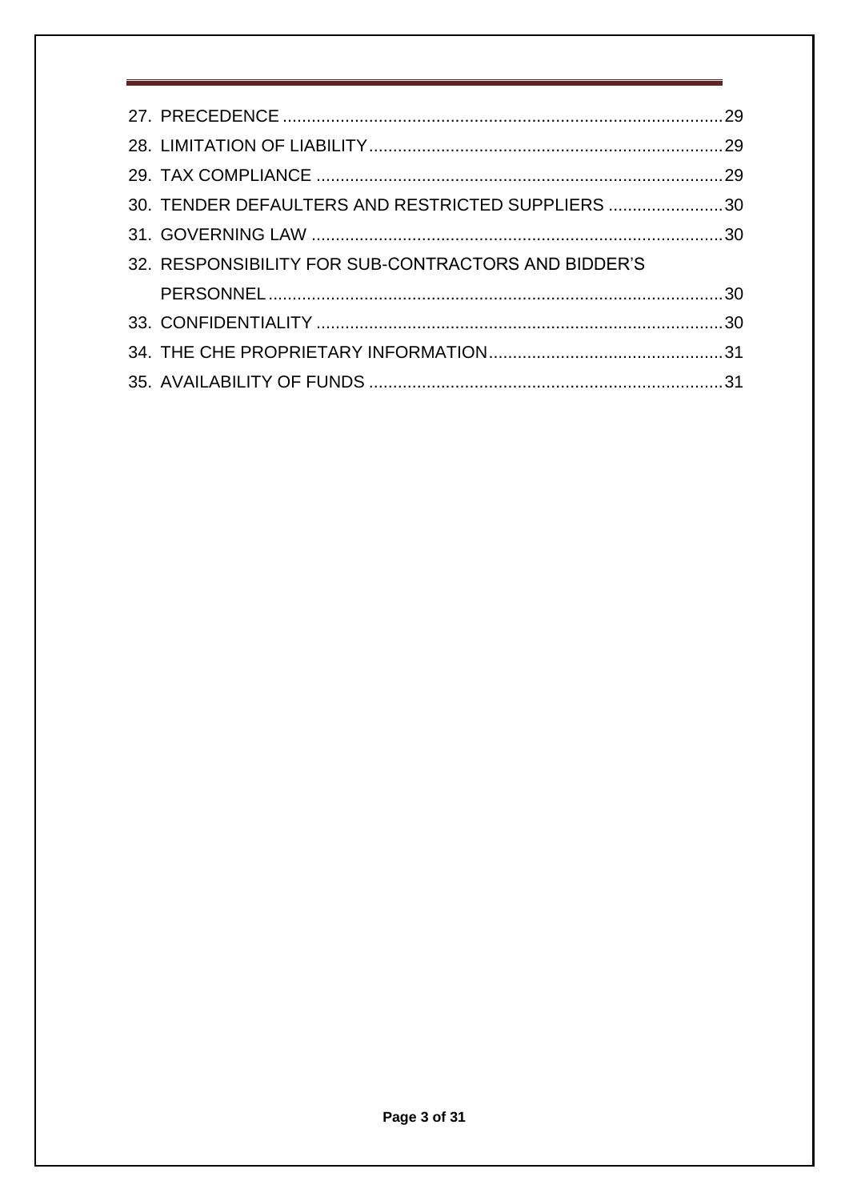27. PRECEDENCE ............................................................................................ 29
28. LIMITATION OF LIABILITY .......................................................................... 29
29. TAX COMPLIANCE ..................................................................................... 29
30. TENDER DEFAULTERS AND RESTRICTED SUPPLIERS ........................ 30
31. GOVERNING LAW ...................................................................................... 30
32. RESPONSIBILITY FOR SUB-CONTRACTORS AND BIDDER'S PERSONNEL ............................................................................................... 30
33. CONFIDENTIALITY ..................................................................................... 30
34. THE CHE PROPRIETARY INFORMATION ................................................. 31
35. AVAILABILITY OF FUNDS .......................................................................... 31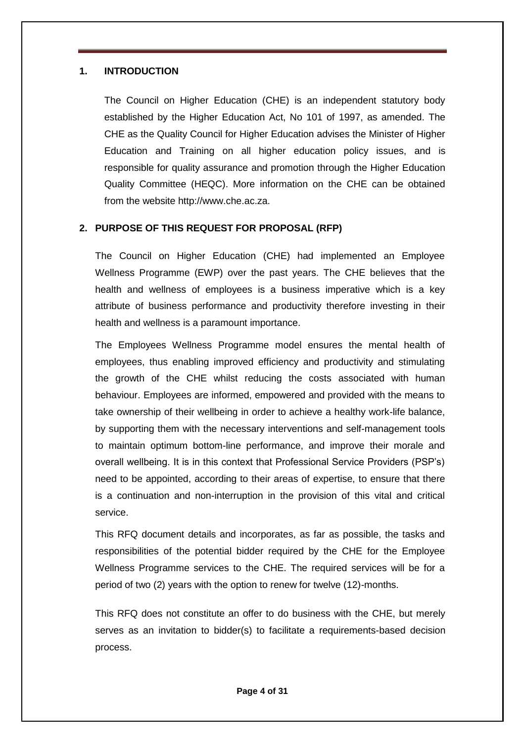## 1. INTRODUCTION

The Council on Higher Education (CHE) is an independent statutory body established by the Higher Education Act, No 101 of 1997, as amended. The CHE as the Quality Council for Higher Education advises the Minister of Higher Education and Training on all higher education policy issues, and is responsible for quality assurance and promotion through the Higher Education Quality Committee (HEQC). More information on the CHE can be obtained from the website http://www.che.ac.za.

## 2. PURPOSE OF THIS REQUEST FOR PROPOSAL (RFP)

The Council on Higher Education (CHE) had implemented an Employee Wellness Programme (EWP) over the past years. The CHE believes that the health and wellness of employees is a business imperative which is a key attribute of business performance and productivity therefore investing in their health and wellness is a paramount importance.

The Employees Wellness Programme model ensures the mental health of employees, thus enabling improved efficiency and productivity and stimulating the growth of the CHE whilst reducing the costs associated with human behaviour. Employees are informed, empowered and provided with the means to take ownership of their wellbeing in order to achieve a healthy work-life balance, by supporting them with the necessary interventions and self-management tools to maintain optimum bottom-line performance, and improve their morale and overall wellbeing. It is in this context that Professional Service Providers (PSP's) need to be appointed, according to their areas of expertise, to ensure that there is a continuation and non-interruption in the provision of this vital and critical service.

This RFQ document details and incorporates, as far as possible, the tasks and responsibilities of the potential bidder required by the CHE for the Employee Wellness Programme services to the CHE. The required services will be for a period of two (2) years with the option to renew for twelve (12)-months.

This RFQ does not constitute an offer to do business with the CHE, but merely serves as an invitation to bidder(s) to facilitate a requirements-based decision process.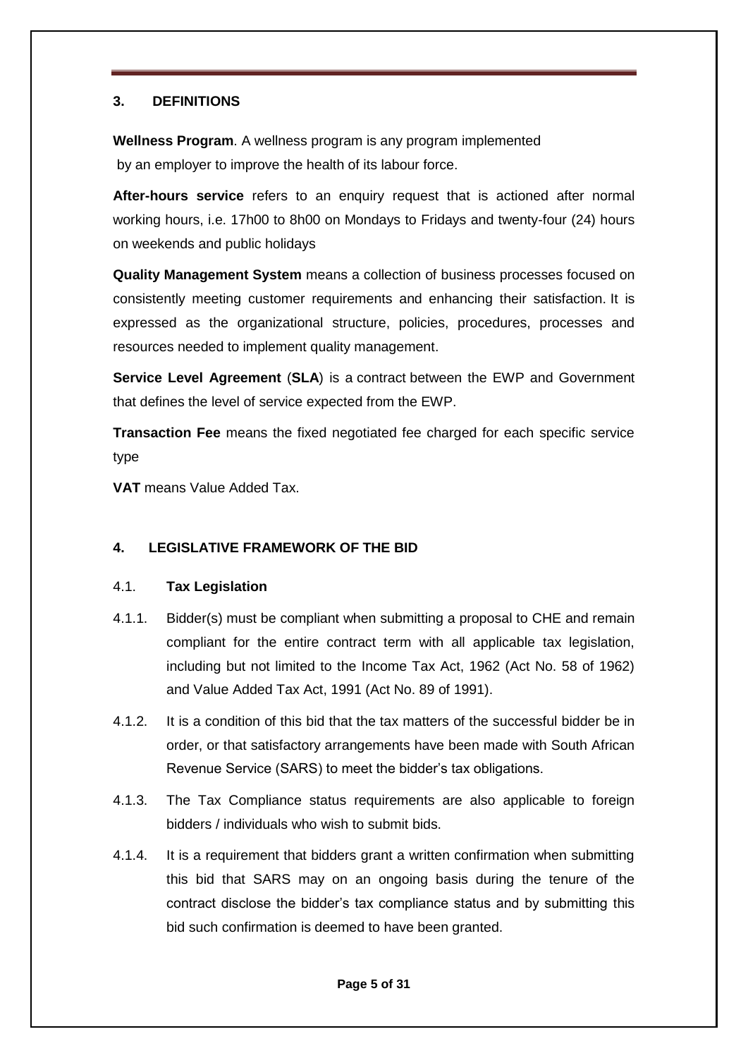## 3. DEFINITIONS

**Wellness Program**. A wellness program is any program implemented by an employer to improve the health of its labour force.

**After-hours service** refers to an enquiry request that is actioned after normal working hours, i.e. 17h00 to 8h00 on Mondays to Fridays and twenty-four (24) hours on weekends and public holidays

**Quality Management System** means a collection of business processes focused on consistently meeting customer requirements and enhancing their satisfaction. It is expressed as the organizational structure, policies, procedures, processes and resources needed to implement quality management.

**Service Level Agreement** (**SLA**) is a contract between the EWP and Government that defines the level of service expected from the EWP.

**Transaction Fee** means the fixed negotiated fee charged for each specific service type

**VAT** means Value Added Tax.

## 4. LEGISLATIVE FRAMEWORK OF THE BID

### 4.1. **Tax Legislation**

4.1.1. Bidder(s) must be compliant when submitting a proposal to CHE and remain compliant for the entire contract term with all applicable tax legislation, including but not limited to the Income Tax Act, 1962 (Act No. 58 of 1962) and Value Added Tax Act, 1991 (Act No. 89 of 1991).

4.1.2. It is a condition of this bid that the tax matters of the successful bidder be in order, or that satisfactory arrangements have been made with South African Revenue Service (SARS) to meet the bidder's tax obligations.

4.1.3. The Tax Compliance status requirements are also applicable to foreign bidders / individuals who wish to submit bids.

4.1.4. It is a requirement that bidders grant a written confirmation when submitting this bid that SARS may on an ongoing basis during the tenure of the contract disclose the bidder's tax compliance status and by submitting this bid such confirmation is deemed to have been granted.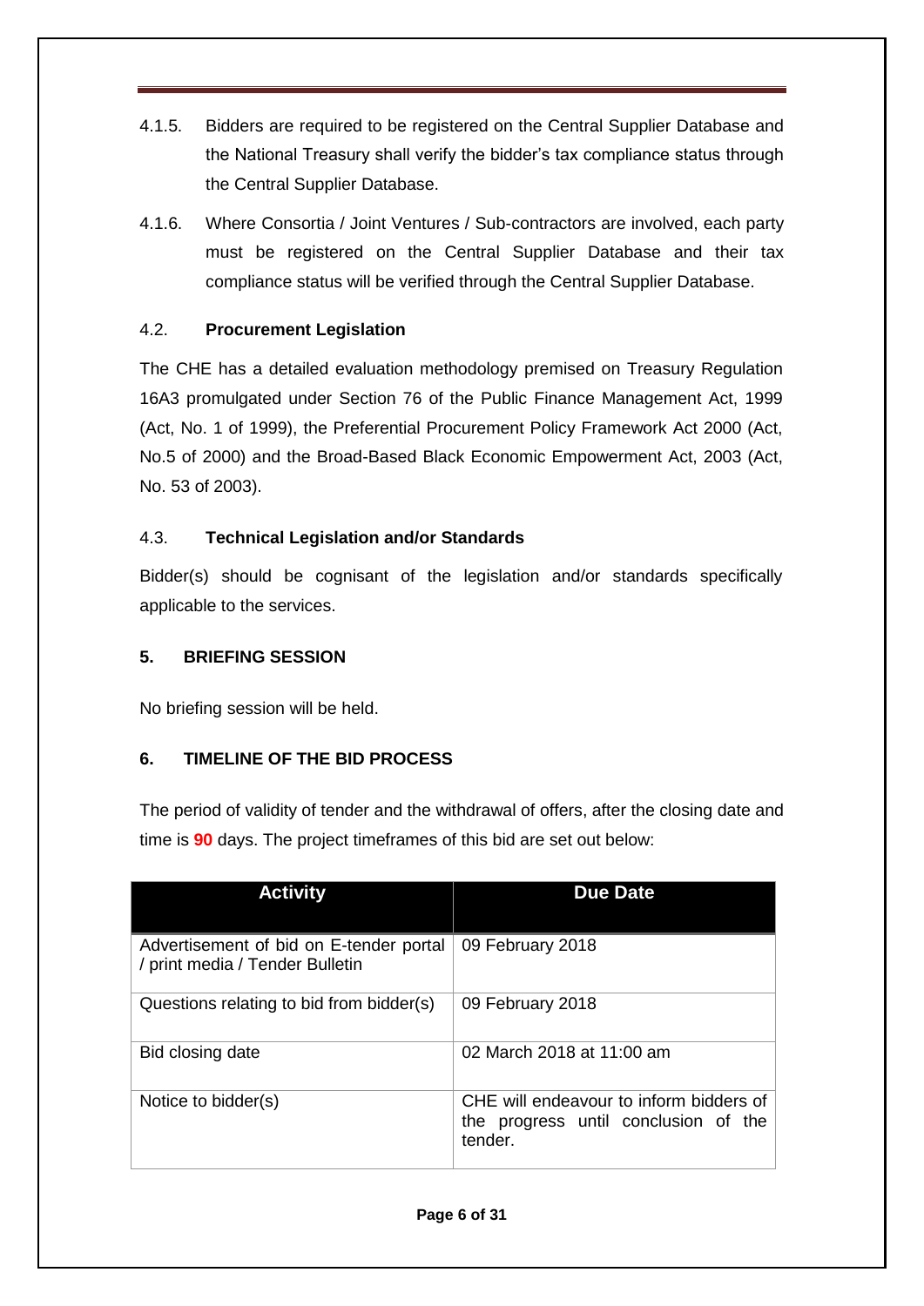4.1.5. Bidders are required to be registered on the Central Supplier Database and the National Treasury shall verify the bidder's tax compliance status through the Central Supplier Database.

4.1.6. Where Consortia / Joint Ventures / Sub-contractors are involved, each party must be registered on the Central Supplier Database and their tax compliance status will be verified through the Central Supplier Database.

### 4.2. Procurement Legislation

The CHE has a detailed evaluation methodology premised on Treasury Regulation 16A3 promulgated under Section 76 of the Public Finance Management Act, 1999 (Act, No. 1 of 1999), the Preferential Procurement Policy Framework Act 2000 (Act, No.5 of 2000) and the Broad-Based Black Economic Empowerment Act, 2003 (Act, No. 53 of 2003).

### 4.3. Technical Legislation and/or Standards

Bidder(s) should be cognisant of the legislation and/or standards specifically applicable to the services.

## 5. BRIEFING SESSION

No briefing session will be held.

## 6. TIMELINE OF THE BID PROCESS

The period of validity of tender and the withdrawal of offers, after the closing date and time is **90** days. The project timeframes of this bid are set out below:

| Activity | Due Date |
|---|---|
| Advertisement of bid on E-tender portal / print media / Tender Bulletin | 09 February 2018 |
| Questions relating to bid from bidder(s) | 09 February 2018 |
| Bid closing date | 02 March 2018 at 11:00 am |
| Notice to bidder(s) | CHE will endeavour to inform bidders of the progress until conclusion of the tender. |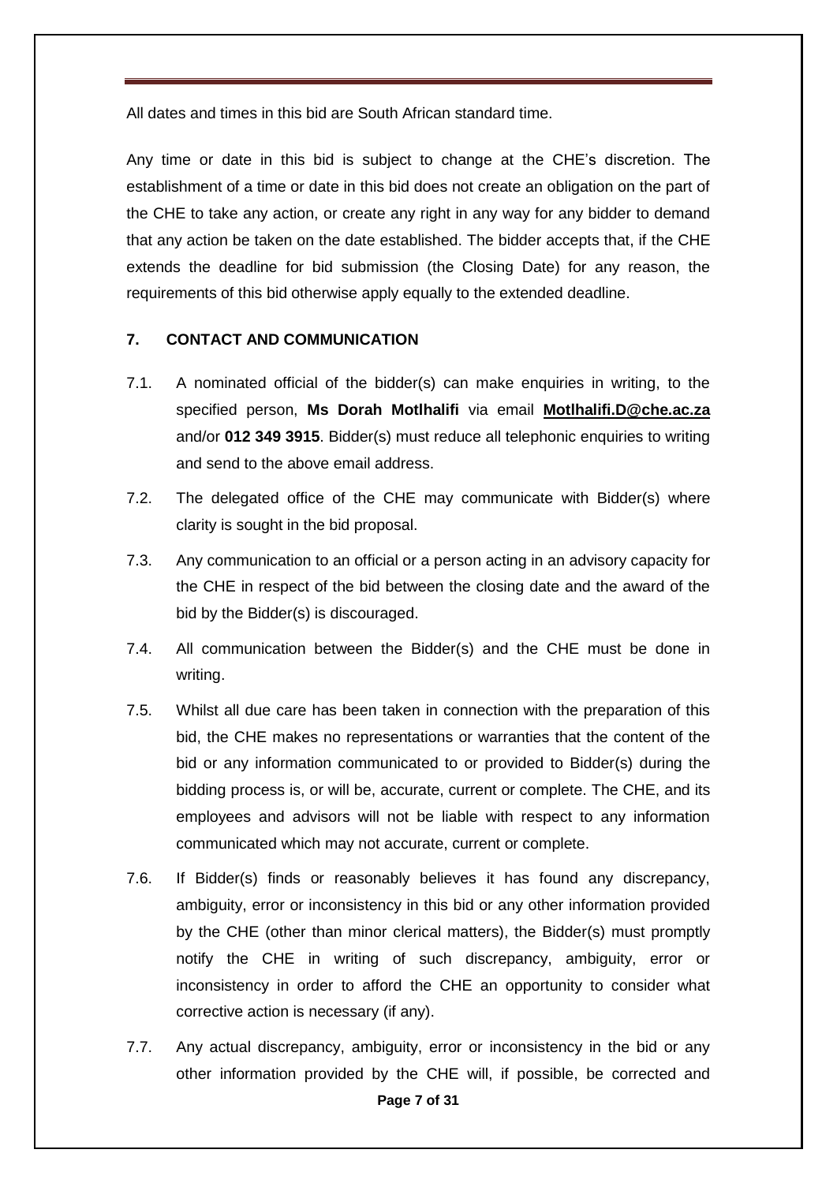All dates and times in this bid are South African standard time.

Any time or date in this bid is subject to change at the CHE's discretion. The establishment of a time or date in this bid does not create an obligation on the part of the CHE to take any action, or create any right in any way for any bidder to demand that any action be taken on the date established. The bidder accepts that, if the CHE extends the deadline for bid submission (the Closing Date) for any reason, the requirements of this bid otherwise apply equally to the extended deadline.

## 7. CONTACT AND COMMUNICATION

7.1. A nominated official of the bidder(s) can make enquiries in writing, to the specified person, **Ms Dorah Motlhalifi** via email **Motlhalifi.D@che.ac.za** and/or **012 349 3915**. Bidder(s) must reduce all telephonic enquiries to writing and send to the above email address.

7.2. The delegated office of the CHE may communicate with Bidder(s) where clarity is sought in the bid proposal.

7.3. Any communication to an official or a person acting in an advisory capacity for the CHE in respect of the bid between the closing date and the award of the bid by the Bidder(s) is discouraged.

7.4. All communication between the Bidder(s) and the CHE must be done in writing.

7.5. Whilst all due care has been taken in connection with the preparation of this bid, the CHE makes no representations or warranties that the content of the bid or any information communicated to or provided to Bidder(s) during the bidding process is, or will be, accurate, current or complete. The CHE, and its employees and advisors will not be liable with respect to any information communicated which may not accurate, current or complete.

7.6. If Bidder(s) finds or reasonably believes it has found any discrepancy, ambiguity, error or inconsistency in this bid or any other information provided by the CHE (other than minor clerical matters), the Bidder(s) must promptly notify the CHE in writing of such discrepancy, ambiguity, error or inconsistency in order to afford the CHE an opportunity to consider what corrective action is necessary (if any).

7.7. Any actual discrepancy, ambiguity, error or inconsistency in the bid or any other information provided by the CHE will, if possible, be corrected and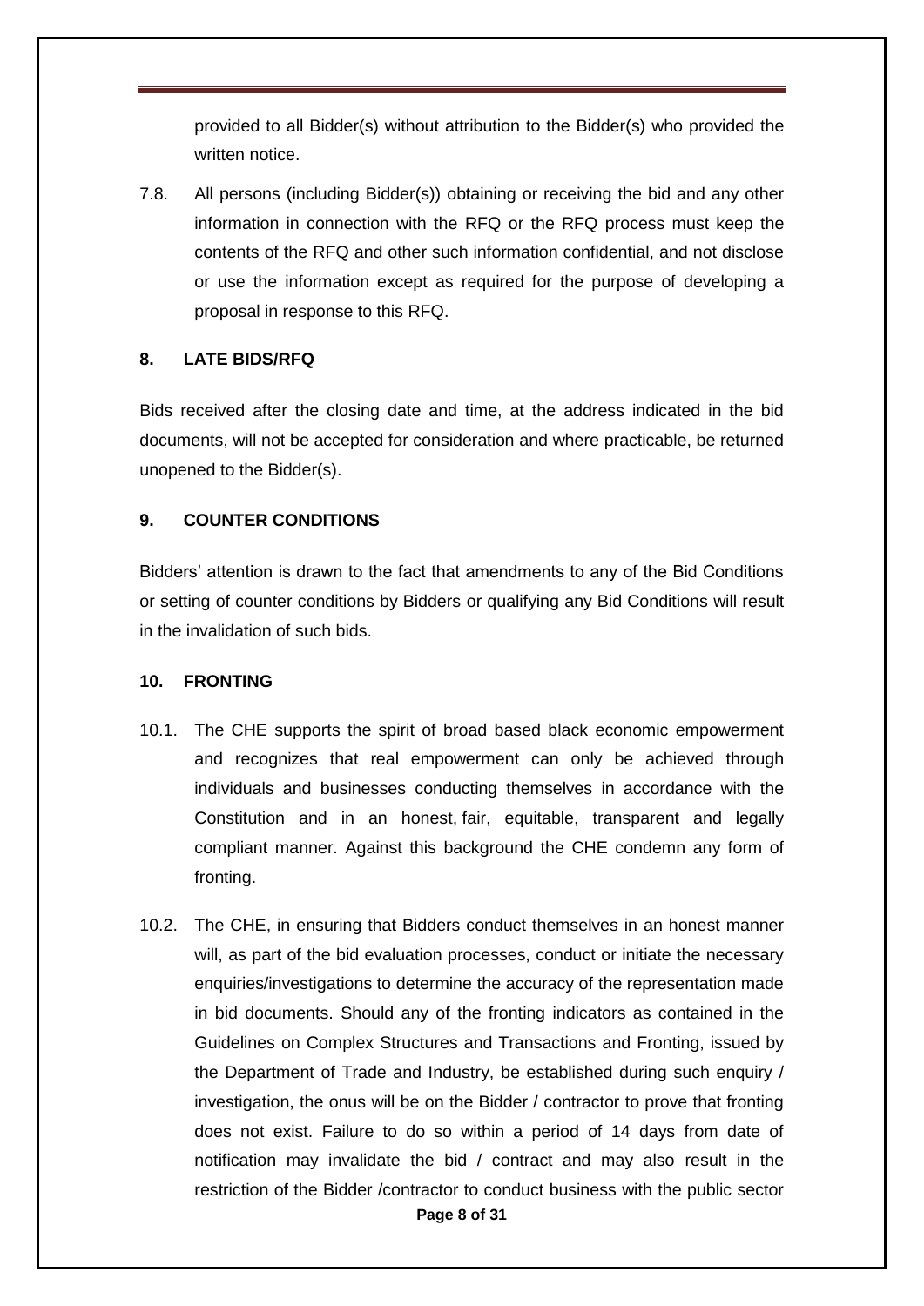provided to all Bidder(s) without attribution to the Bidder(s) who provided the written notice.

7.8. All persons (including Bidder(s)) obtaining or receiving the bid and any other information in connection with the RFQ or the RFQ process must keep the contents of the RFQ and other such information confidential, and not disclose or use the information except as required for the purpose of developing a proposal in response to this RFQ.

## 8. LATE BIDS/RFQ

Bids received after the closing date and time, at the address indicated in the bid documents, will not be accepted for consideration and where practicable, be returned unopened to the Bidder(s).

## 9. COUNTER CONDITIONS

Bidders' attention is drawn to the fact that amendments to any of the Bid Conditions or setting of counter conditions by Bidders or qualifying any Bid Conditions will result in the invalidation of such bids.

## 10. FRONTING

10.1. The CHE supports the spirit of broad based black economic empowerment and recognizes that real empowerment can only be achieved through individuals and businesses conducting themselves in accordance with the Constitution and in an honest, fair, equitable, transparent and legally compliant manner. Against this background the CHE condemn any form of fronting.

10.2. The CHE, in ensuring that Bidders conduct themselves in an honest manner will, as part of the bid evaluation processes, conduct or initiate the necessary enquiries/investigations to determine the accuracy of the representation made in bid documents. Should any of the fronting indicators as contained in the Guidelines on Complex Structures and Transactions and Fronting, issued by the Department of Trade and Industry, be established during such enquiry / investigation, the onus will be on the Bidder / contractor to prove that fronting does not exist. Failure to do so within a period of 14 days from date of notification may invalidate the bid / contract and may also result in the restriction of the Bidder /contractor to conduct business with the public sector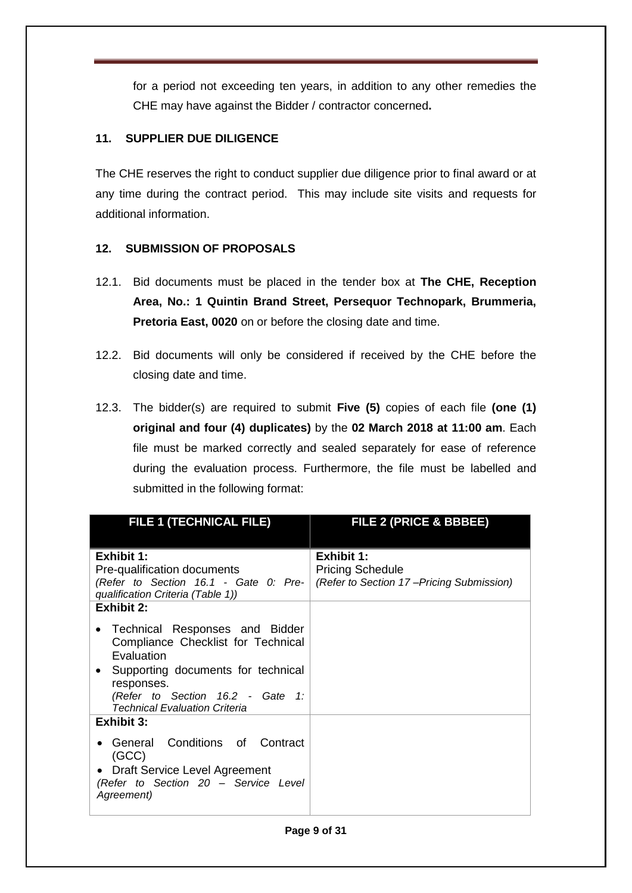for a period not exceeding ten years, in addition to any other remedies the CHE may have against the Bidder / contractor concerned**.**

## 11. SUPPLIER DUE DILIGENCE

The CHE reserves the right to conduct supplier due diligence prior to final award or at any time during the contract period. This may include site visits and requests for additional information.

## 12. SUBMISSION OF PROPOSALS

12.1. Bid documents must be placed in the tender box at **The CHE, Reception Area, No.: 1 Quintin Brand Street, Persequor Technopark, Brummeria, Pretoria East, 0020** on or before the closing date and time.

12.2. Bid documents will only be considered if received by the CHE before the closing date and time.

12.3. The bidder(s) are required to submit **Five (5)** copies of each file **(one (1) original and four (4) duplicates)** by the **02 March 2018 at 11:00 am**. Each file must be marked correctly and sealed separately for ease of reference during the evaluation process. Furthermore, the file must be labelled and submitted in the following format:

| FILE 1 (TECHNICAL FILE) | FILE 2 (PRICE & BBBEE) |
|---|---|
| **Exhibit 1:**<br>Pre-qualification documents<br>*(Refer to Section 16.1 - Gate 0: Pre-qualification Criteria (Table 1))* | **Exhibit 1:**<br>Pricing Schedule<br>*(Refer to Section 17 –Pricing Submission)* |
| **Exhibit 2:**<br>• Technical Responses and Bidder Compliance Checklist for Technical Evaluation<br>• Supporting documents for technical responses.<br>*(Refer to Section 16.2 - Gate 1: Technical Evaluation Criteria* | |
| **Exhibit 3:**<br>• General Conditions of Contract (GCC)<br>• Draft Service Level Agreement<br>*(Refer to Section 20 – Service Level Agreement)* | |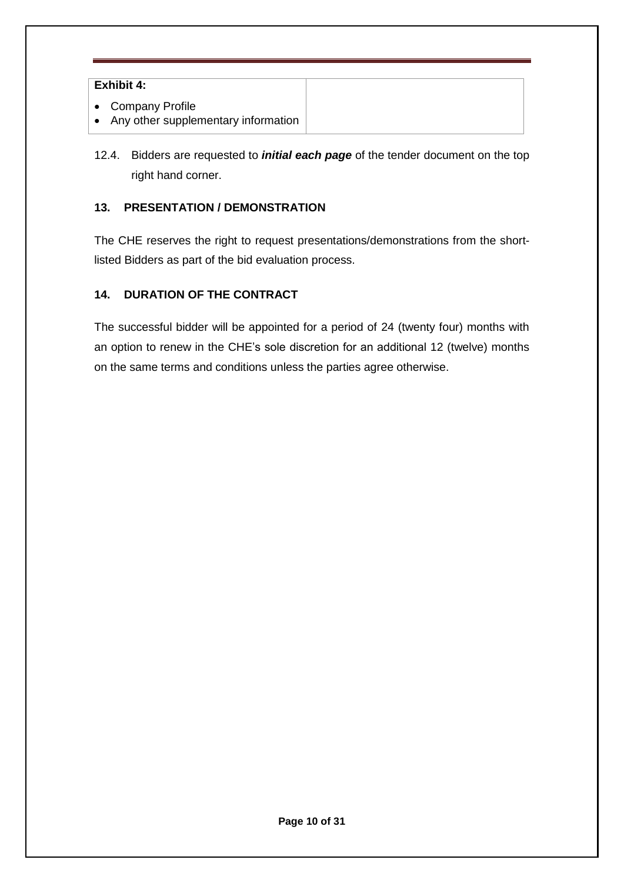| **Exhibit 4:**<br>• Company Profile<br>• Any other supplementary information | |
|---|---|

12.4. Bidders are requested to ***initial each page*** of the tender document on the top right hand corner.

### 13. PRESENTATION / DEMONSTRATION

The CHE reserves the right to request presentations/demonstrations from the short-listed Bidders as part of the bid evaluation process.

### 14. DURATION OF THE CONTRACT

The successful bidder will be appointed for a period of 24 (twenty four) months with an option to renew in the CHE's sole discretion for an additional 12 (twelve) months on the same terms and conditions unless the parties agree otherwise.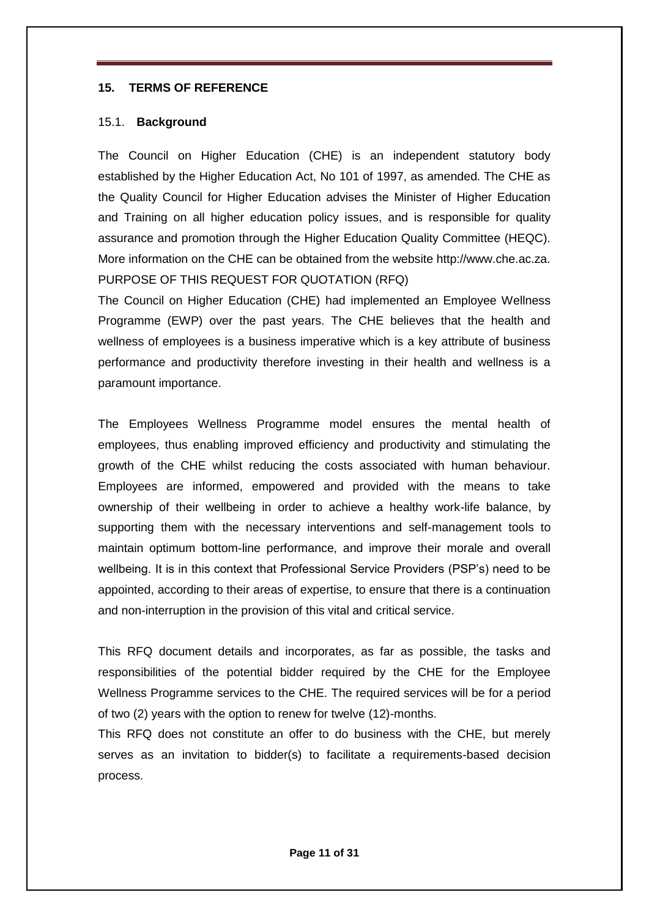## 15. TERMS OF REFERENCE

### 15.1. Background

The Council on Higher Education (CHE) is an independent statutory body established by the Higher Education Act, No 101 of 1997, as amended. The CHE as the Quality Council for Higher Education advises the Minister of Higher Education and Training on all higher education policy issues, and is responsible for quality assurance and promotion through the Higher Education Quality Committee (HEQC). More information on the CHE can be obtained from the website http://www.che.ac.za.

PURPOSE OF THIS REQUEST FOR QUOTATION (RFQ)

The Council on Higher Education (CHE) had implemented an Employee Wellness Programme (EWP) over the past years. The CHE believes that the health and wellness of employees is a business imperative which is a key attribute of business performance and productivity therefore investing in their health and wellness is a paramount importance.

The Employees Wellness Programme model ensures the mental health of employees, thus enabling improved efficiency and productivity and stimulating the growth of the CHE whilst reducing the costs associated with human behaviour. Employees are informed, empowered and provided with the means to take ownership of their wellbeing in order to achieve a healthy work-life balance, by supporting them with the necessary interventions and self-management tools to maintain optimum bottom-line performance, and improve their morale and overall wellbeing. It is in this context that Professional Service Providers (PSP's) need to be appointed, according to their areas of expertise, to ensure that there is a continuation and non-interruption in the provision of this vital and critical service.

This RFQ document details and incorporates, as far as possible, the tasks and responsibilities of the potential bidder required by the CHE for the Employee Wellness Programme services to the CHE. The required services will be for a period of two (2) years with the option to renew for twelve (12)-months.

This RFQ does not constitute an offer to do business with the CHE, but merely serves as an invitation to bidder(s) to facilitate a requirements-based decision process.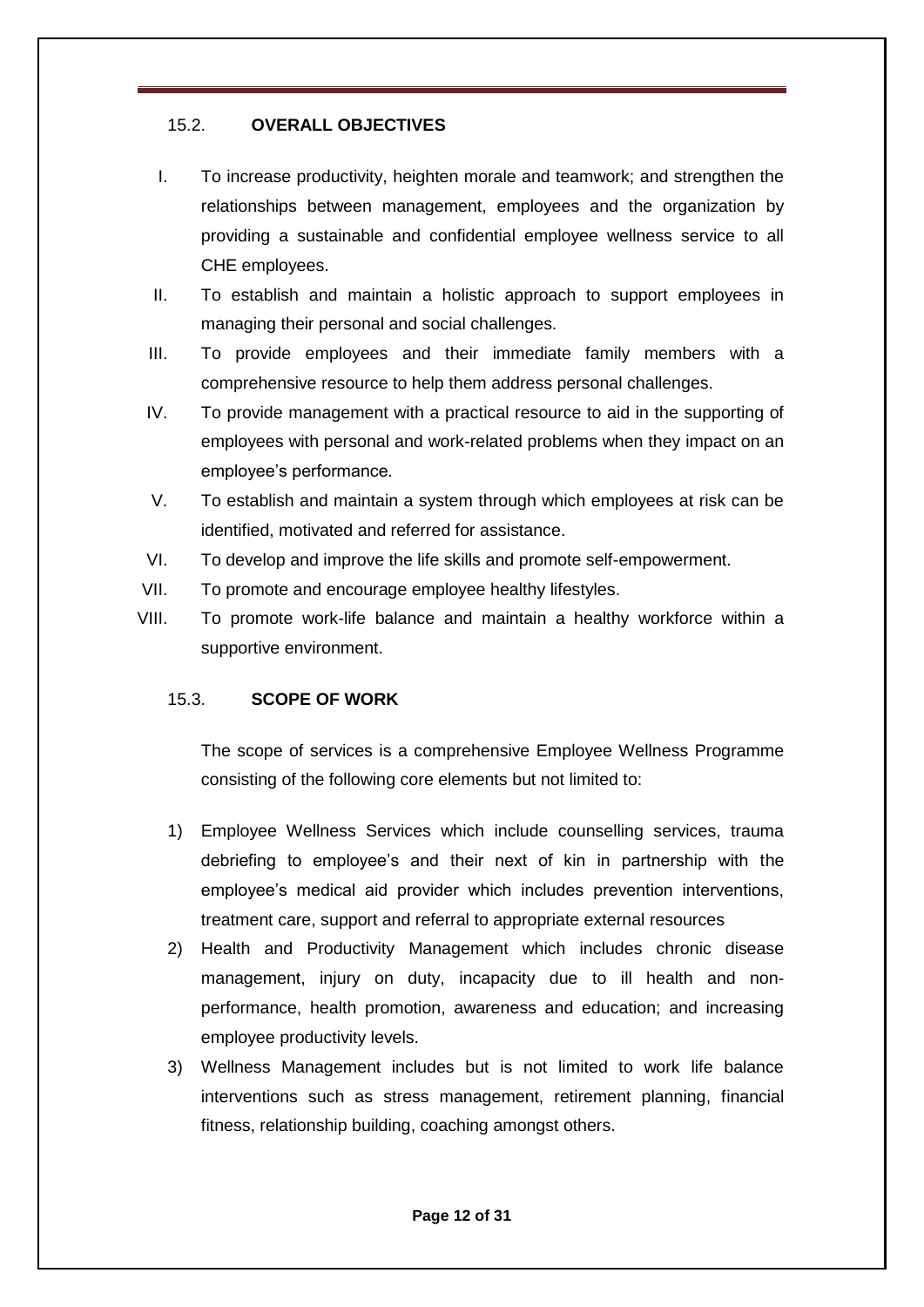## 15.2. OVERALL OBJECTIVES

I. To increase productivity, heighten morale and teamwork; and strengthen the relationships between management, employees and the organization by providing a sustainable and confidential employee wellness service to all CHE employees.

II. To establish and maintain a holistic approach to support employees in managing their personal and social challenges.

III. To provide employees and their immediate family members with a comprehensive resource to help them address personal challenges.

IV. To provide management with a practical resource to aid in the supporting of employees with personal and work-related problems when they impact on an employee's performance.

V. To establish and maintain a system through which employees at risk can be identified, motivated and referred for assistance.

VI. To develop and improve the life skills and promote self-empowerment.

VII. To promote and encourage employee healthy lifestyles.

VIII. To promote work-life balance and maintain a healthy workforce within a supportive environment.

## 15.3. SCOPE OF WORK

The scope of services is a comprehensive Employee Wellness Programme consisting of the following core elements but not limited to:

1) Employee Wellness Services which include counselling services, trauma debriefing to employee's and their next of kin in partnership with the employee's medical aid provider which includes prevention interventions, treatment care, support and referral to appropriate external resources
2) Health and Productivity Management which includes chronic disease management, injury on duty, incapacity due to ill health and non-performance, health promotion, awareness and education; and increasing employee productivity levels.
3) Wellness Management includes but is not limited to work life balance interventions such as stress management, retirement planning, financial fitness, relationship building, coaching amongst others.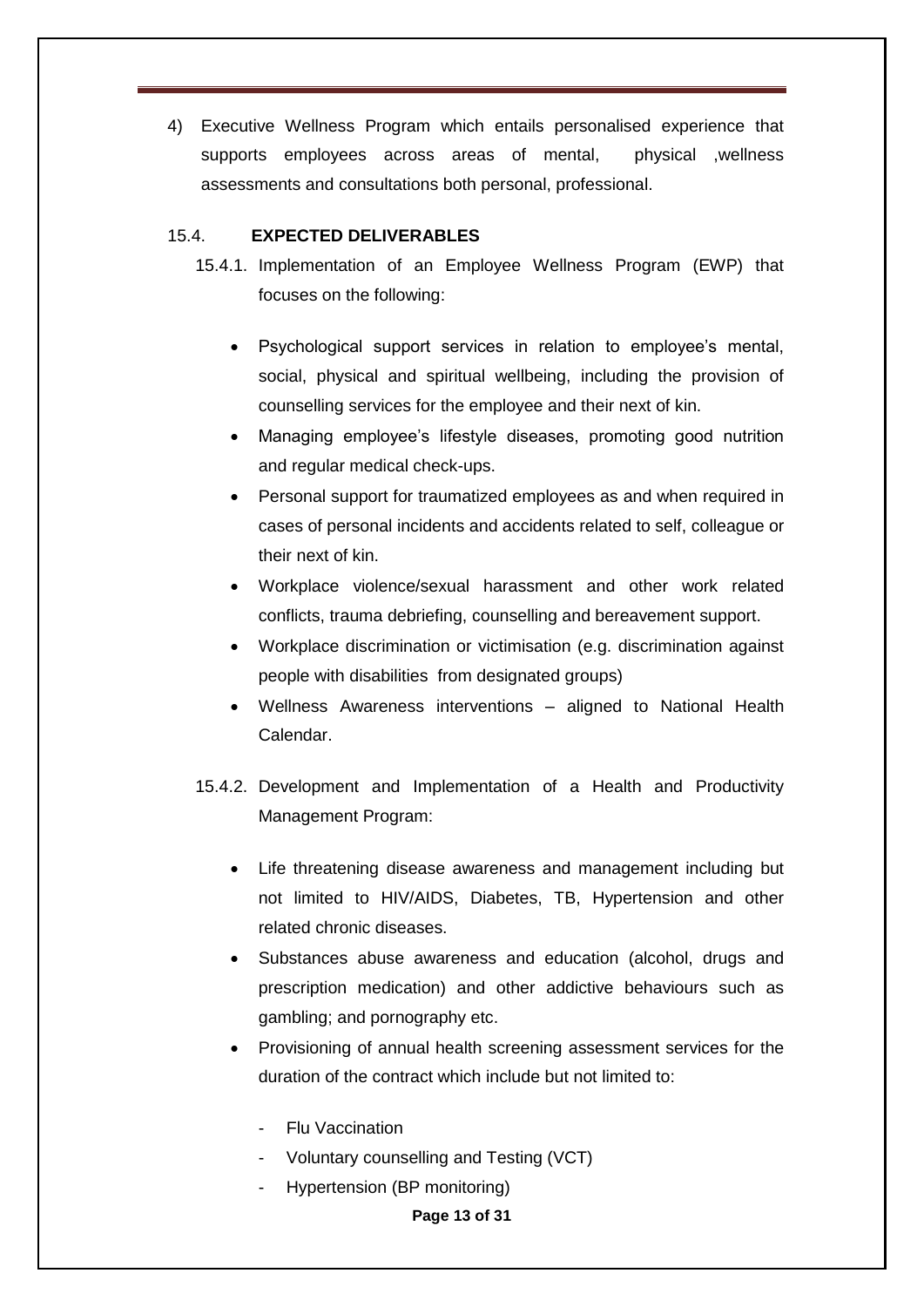4) Executive Wellness Program which entails personalised experience that supports employees across areas of mental, physical ,wellness assessments and consultations both personal, professional.

### 15.4. EXPECTED DELIVERABLES

15.4.1. Implementation of an Employee Wellness Program (EWP) that focuses on the following:

- Psychological support services in relation to employee's mental, social, physical and spiritual wellbeing, including the provision of counselling services for the employee and their next of kin.
- Managing employee's lifestyle diseases, promoting good nutrition and regular medical check-ups.
- Personal support for traumatized employees as and when required in cases of personal incidents and accidents related to self, colleague or their next of kin.
- Workplace violence/sexual harassment and other work related conflicts, trauma debriefing, counselling and bereavement support.
- Workplace discrimination or victimisation (e.g. discrimination against people with disabilities from designated groups)
- Wellness Awareness interventions – aligned to National Health Calendar.

15.4.2. Development and Implementation of a Health and Productivity Management Program:

- Life threatening disease awareness and management including but not limited to HIV/AIDS, Diabetes, TB, Hypertension and other related chronic diseases.
- Substances abuse awareness and education (alcohol, drugs and prescription medication) and other addictive behaviours such as gambling; and pornography etc.
- Provisioning of annual health screening assessment services for the duration of the contract which include but not limited to:
  - Flu Vaccination
  - Voluntary counselling and Testing (VCT)
  - Hypertension (BP monitoring)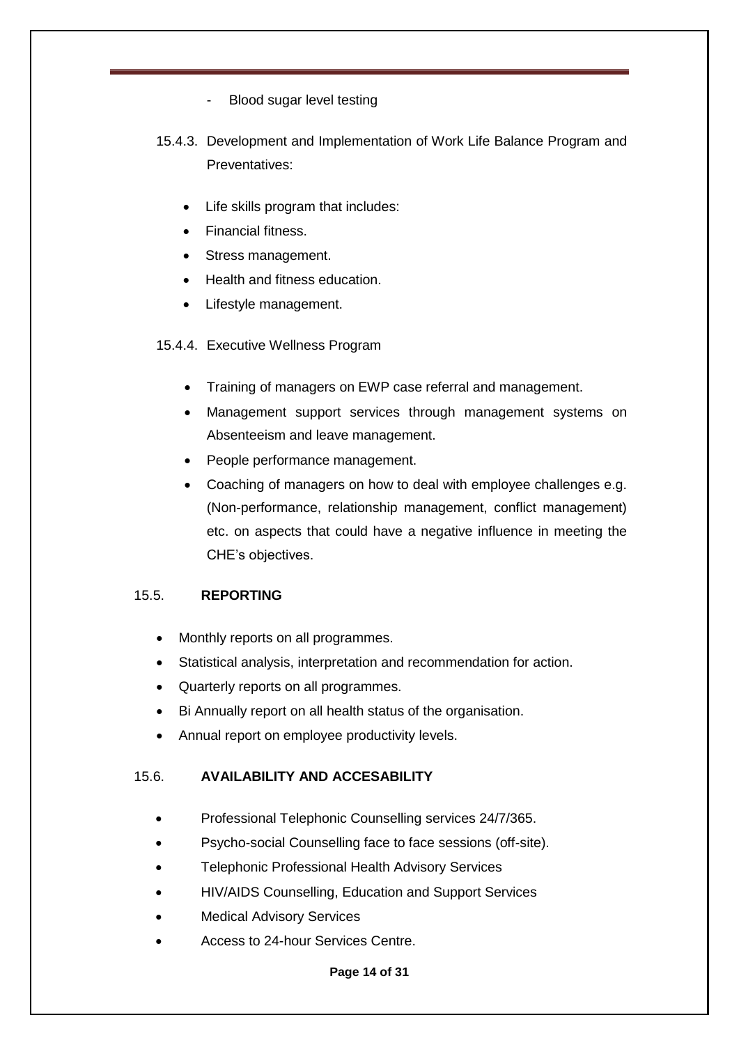- Blood sugar level testing

15.4.3. Development and Implementation of Work Life Balance Program and Preventatives:

- Life skills program that includes:
- Financial fitness.
- Stress management.
- Health and fitness education.
- Lifestyle management.

15.4.4. Executive Wellness Program

- Training of managers on EWP case referral and management.
- Management support services through management systems on Absenteeism and leave management.
- People performance management.
- Coaching of managers on how to deal with employee challenges e.g. (Non-performance, relationship management, conflict management) etc. on aspects that could have a negative influence in meeting the CHE's objectives.

## 15.5. REPORTING

- Monthly reports on all programmes.
- Statistical analysis, interpretation and recommendation for action.
- Quarterly reports on all programmes.
- Bi Annually report on all health status of the organisation.
- Annual report on employee productivity levels.

## 15.6. AVAILABILITY AND ACCESABILITY

- Professional Telephonic Counselling services 24/7/365.
- Psycho-social Counselling face to face sessions (off-site).
- Telephonic Professional Health Advisory Services
- HIV/AIDS Counselling, Education and Support Services
- Medical Advisory Services
- Access to 24-hour Services Centre.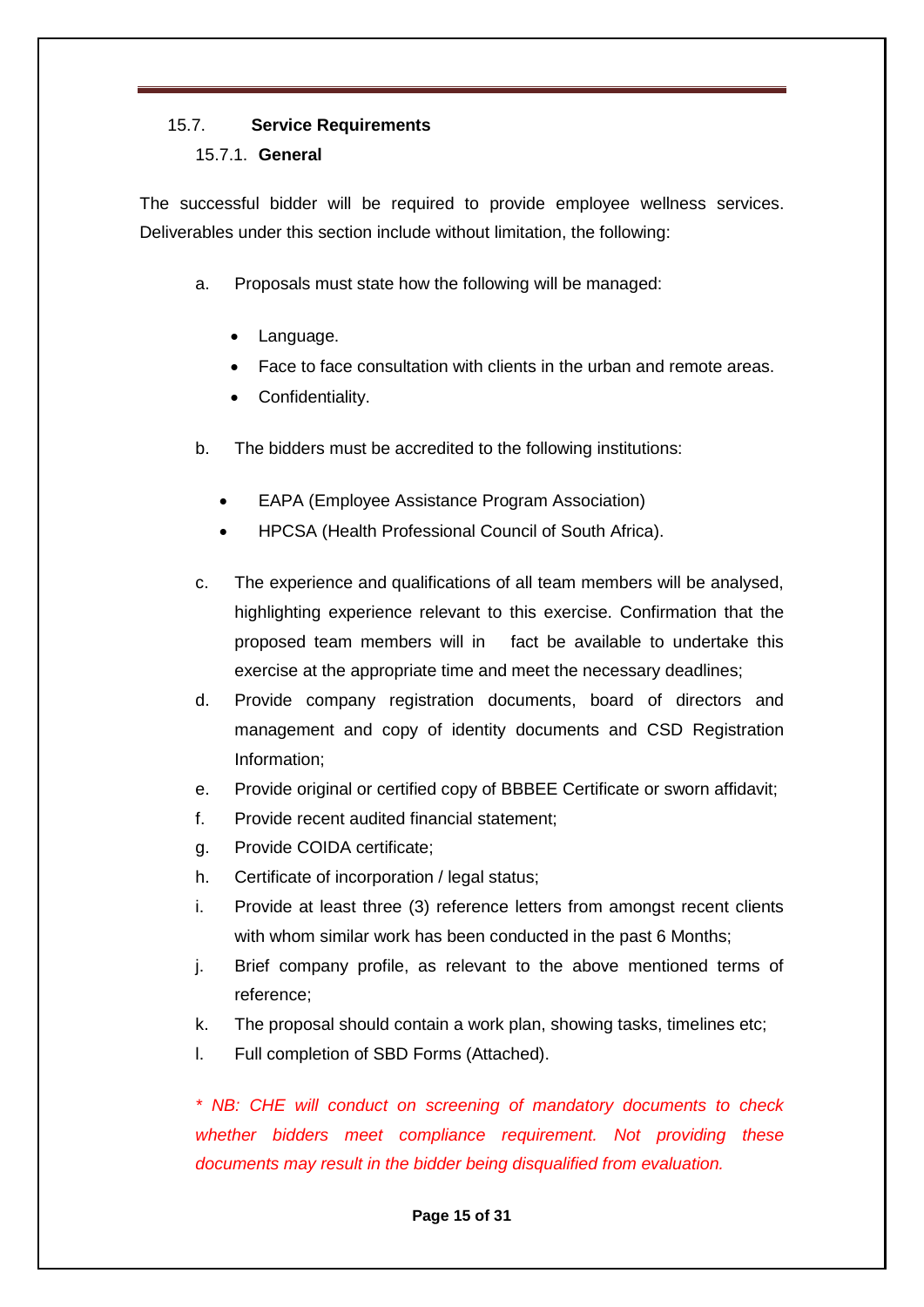## 15.7. **Service Requirements**

### 15.7.1. **General**

The successful bidder will be required to provide employee wellness services. Deliverables under this section include without limitation, the following:

a. Proposals must state how the following will be managed:

- Language.
- Face to face consultation with clients in the urban and remote areas.
- Confidentiality.

b. The bidders must be accredited to the following institutions:

- EAPA (Employee Assistance Program Association)
- HPCSA (Health Professional Council of South Africa).

c. The experience and qualifications of all team members will be analysed, highlighting experience relevant to this exercise. Confirmation that the proposed team members will in fact be available to undertake this exercise at the appropriate time and meet the necessary deadlines;

d. Provide company registration documents, board of directors and management and copy of identity documents and CSD Registration Information;

e. Provide original or certified copy of BBBEE Certificate or sworn affidavit;

f. Provide recent audited financial statement;

g. Provide COIDA certificate;

h. Certificate of incorporation / legal status;

i. Provide at least three (3) reference letters from amongst recent clients with whom similar work has been conducted in the past 6 Months;

j. Brief company profile, as relevant to the above mentioned terms of reference;

k. The proposal should contain a work plan, showing tasks, timelines etc;

l. Full completion of SBD Forms (Attached).

*\* NB: CHE will conduct on screening of mandatory documents to check whether bidders meet compliance requirement. Not providing these documents may result in the bidder being disqualified from evaluation.*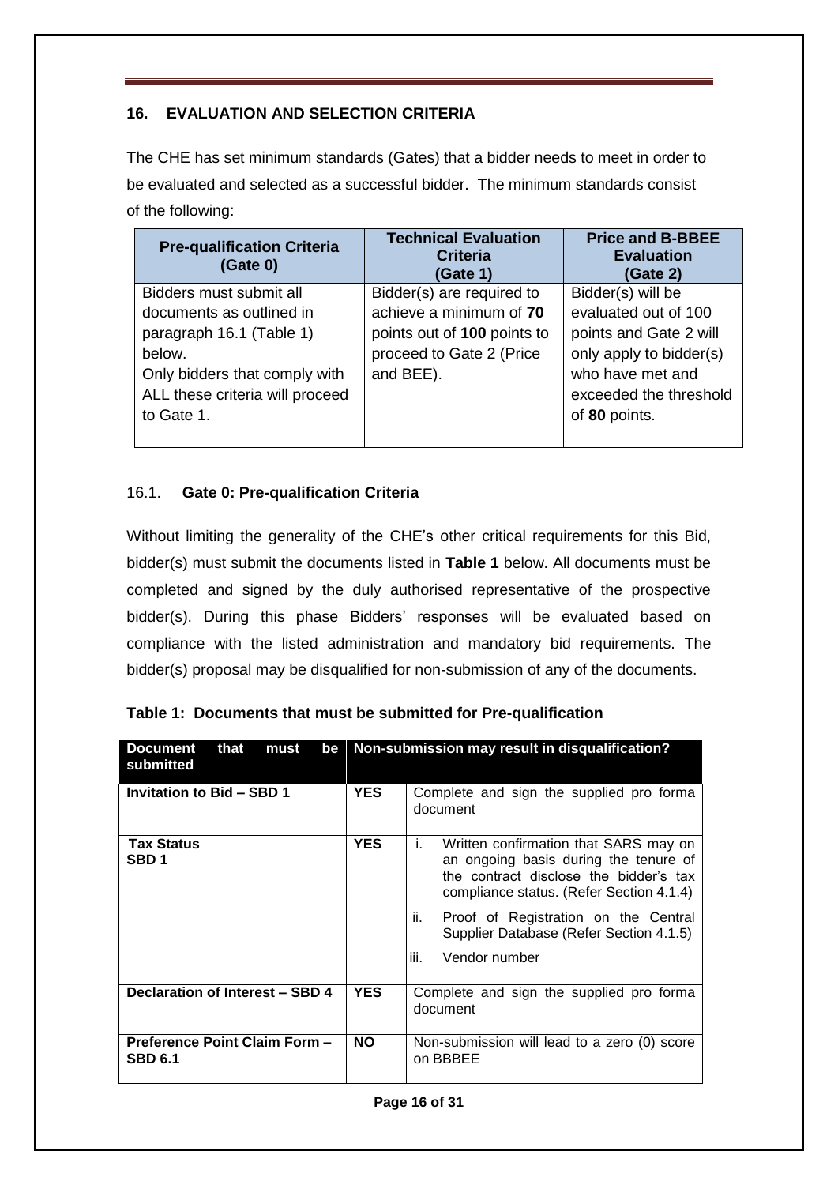## 16. EVALUATION AND SELECTION CRITERIA

The CHE has set minimum standards (Gates) that a bidder needs to meet in order to be evaluated and selected as a successful bidder. The minimum standards consist of the following:

| Pre-qualification Criteria (Gate 0) | Technical Evaluation Criteria (Gate 1) | Price and B-BBEE Evaluation (Gate 2) |
|---|---|---|
| Bidders must submit all documents as outlined in paragraph 16.1 (Table 1) below.<br>Only bidders that comply with ALL these criteria will proceed to Gate 1. | Bidder(s) are required to achieve a minimum of **70** points out of **100** points to proceed to Gate 2 (Price and BEE). | Bidder(s) will be evaluated out of 100 points and Gate 2 will only apply to bidder(s) who have met and exceeded the threshold of **80** points. |

### 16.1. Gate 0: Pre-qualification Criteria

Without limiting the generality of the CHE's other critical requirements for this Bid, bidder(s) must submit the documents listed in **Table 1** below. All documents must be completed and signed by the duly authorised representative of the prospective bidder(s). During this phase Bidders' responses will be evaluated based on compliance with the listed administration and mandatory bid requirements. The bidder(s) proposal may be disqualified for non-submission of any of the documents.

**Table 1: Documents that must be submitted for Pre-qualification**

| Document that must be submitted | Non-submission may result in disqualification? | |
|---|---|---|
| **Invitation to Bid – SBD 1** | **YES** | Complete and sign the supplied pro forma document |
| **Tax Status SBD 1** | **YES** | i. Written confirmation that SARS may on an ongoing basis during the tenure of the contract disclose the bidder's tax compliance status. (Refer Section 4.1.4)<br>ii. Proof of Registration on the Central Supplier Database (Refer Section 4.1.5)<br>iii. Vendor number |
| **Declaration of Interest – SBD 4** | **YES** | Complete and sign the supplied pro forma document |
| **Preference Point Claim Form – SBD 6.1** | **NO** | Non-submission will lead to a zero (0) score on BBBEE |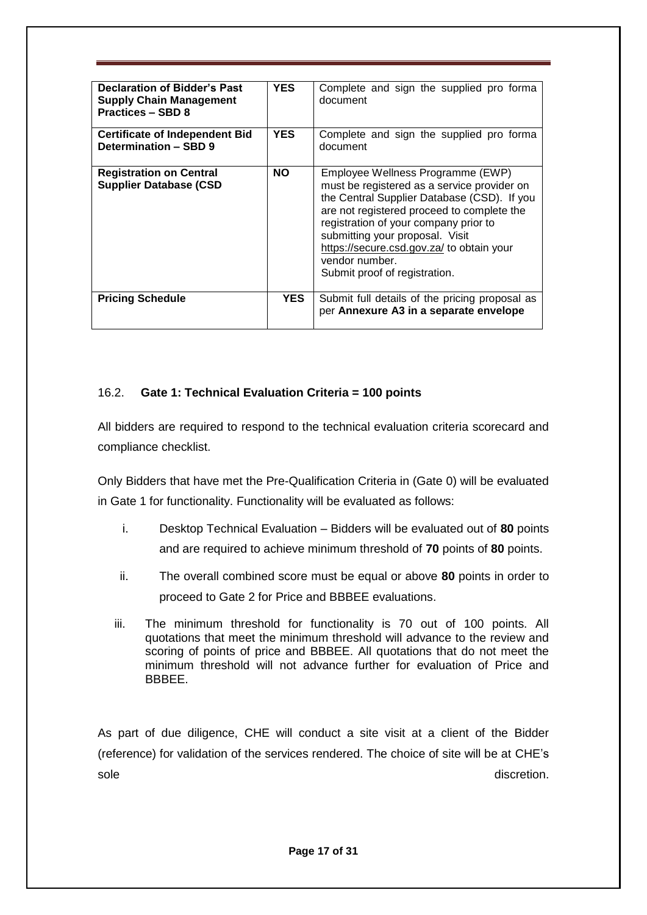| **Declaration of Bidder's Past Supply Chain Management Practices – SBD 8** | **YES** | Complete and sign the supplied pro forma document |
|---|---|---|
| **Certificate of Independent Bid Determination – SBD 9** | **YES** | Complete and sign the supplied pro forma document |
| **Registration on Central Supplier Database (CSD** | **NO** | Employee Wellness Programme (EWP) must be registered as a service provider on the Central Supplier Database (CSD). If you are not registered proceed to complete the registration of your company prior to submitting your proposal. Visit https://secure.csd.gov.za/ to obtain your vendor number. Submit proof of registration. |
| **Pricing Schedule** | **YES** | Submit full details of the pricing proposal as per **Annexure A3 in a separate envelope** |

16.2. **Gate 1: Technical Evaluation Criteria = 100 points**

All bidders are required to respond to the technical evaluation criteria scorecard and compliance checklist.

Only Bidders that have met the Pre-Qualification Criteria in (Gate 0) will be evaluated in Gate 1 for functionality. Functionality will be evaluated as follows:

i. Desktop Technical Evaluation – Bidders will be evaluated out of **80** points and are required to achieve minimum threshold of **70** points of **80** points.

ii. The overall combined score must be equal or above **80** points in order to proceed to Gate 2 for Price and BBBEE evaluations.

iii. The minimum threshold for functionality is 70 out of 100 points. All quotations that meet the minimum threshold will advance to the review and scoring of points of price and BBBEE. All quotations that do not meet the minimum threshold will not advance further for evaluation of Price and BBBEE.

As part of due diligence, CHE will conduct a site visit at a client of the Bidder (reference) for validation of the services rendered. The choice of site will be at CHE's sole discretion.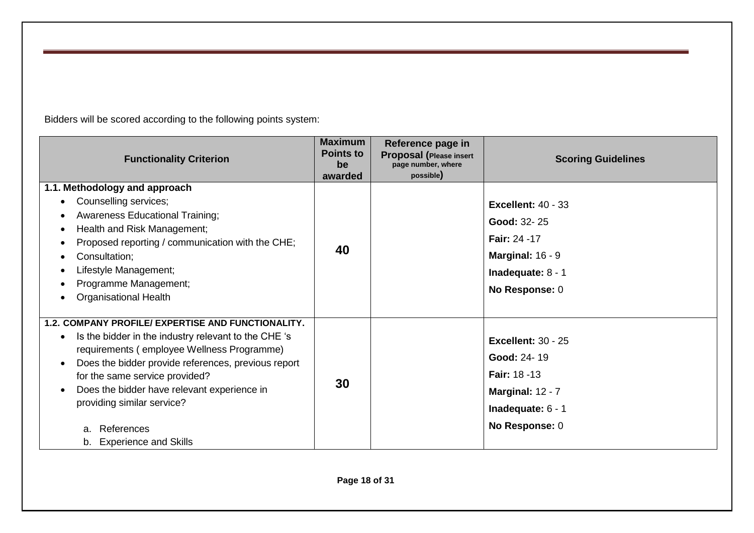Bidders will be scored according to the following points system:

| Functionality Criterion | Maximum Points to be awarded | Reference page in Proposal (Please insert page number, where possible) | Scoring Guidelines |
|---|---|---|---|
| **1.1. Methodology and approach**<br>• Counselling services;<br>• Awareness Educational Training;<br>• Health and Risk Management;<br>• Proposed reporting / communication with the CHE;<br>• Consultation;<br>• Lifestyle Management;<br>• Programme Management;<br>• Organisational Health | **40** | | **Excellent:** 40 - 33<br>**Good:** 32- 25<br>**Fair:** 24 -17<br>**Marginal:** 16 - 9<br>**Inadequate:** 8 - 1<br>**No Response:** 0 |
| **1.2. COMPANY PROFILE/ EXPERTISE AND FUNCTIONALITY.**<br>• Is the bidder in the industry relevant to the CHE 's requirements ( employee Wellness Programme)<br>• Does the bidder provide references, previous report for the same service provided?<br>• Does the bidder have relevant experience in providing similar service?<br>a. References<br>b. Experience and Skills | **30** | | **Excellent:** 30 - 25<br>**Good:** 24- 19<br>**Fair:** 18 -13<br>**Marginal:** 12 - 7<br>**Inadequate:** 6 - 1<br>**No Response:** 0 |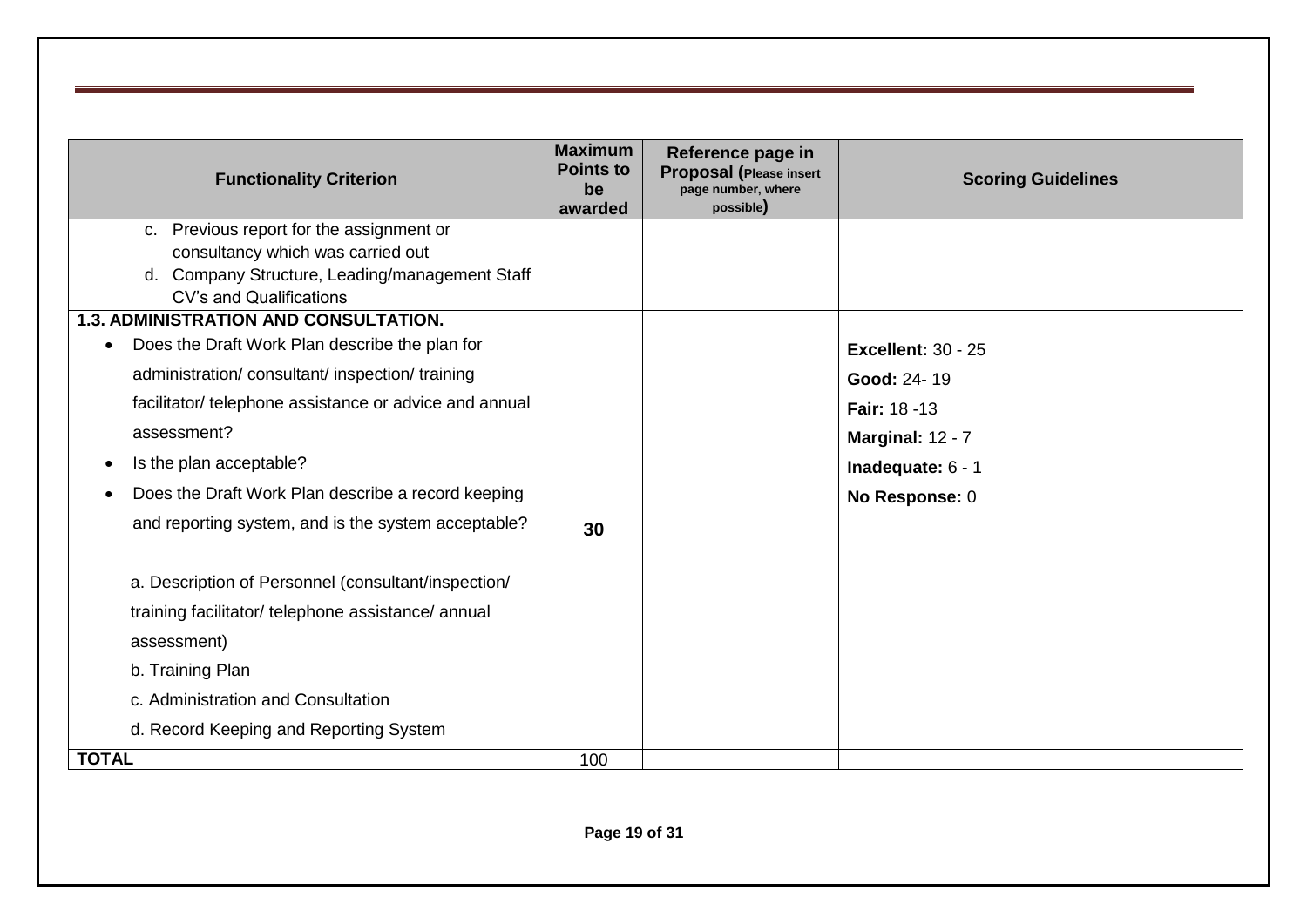| Functionality Criterion | Maximum Points to be awarded | Reference page in Proposal (Please insert page number, where possible) | Scoring Guidelines |
|---|---|---|---|
| c. Previous report for the assignment or consultancy which was carried out<br>d. Company Structure, Leading/management Staff CV's and Qualifications | | | |
| **1.3. ADMINISTRATION AND CONSULTATION.**<br>• Does the Draft Work Plan describe the plan for administration/ consultant/ inspection/ training facilitator/ telephone assistance or advice and annual assessment?<br>• Is the plan acceptable?<br>• Does the Draft Work Plan describe a record keeping and reporting system, and is the system acceptable?<br><br>a. Description of Personnel (consultant/inspection/ training facilitator/ telephone assistance/ annual assessment)<br>b. Training Plan<br>c. Administration and Consultation<br>d. Record Keeping and Reporting System | **30** | | **Excellent:** 30 - 25<br>**Good:** 24- 19<br>**Fair:** 18 -13<br>**Marginal:** 12 - 7<br>**Inadequate:** 6 - 1<br>**No Response:** 0 |
| **TOTAL** | 100 | | |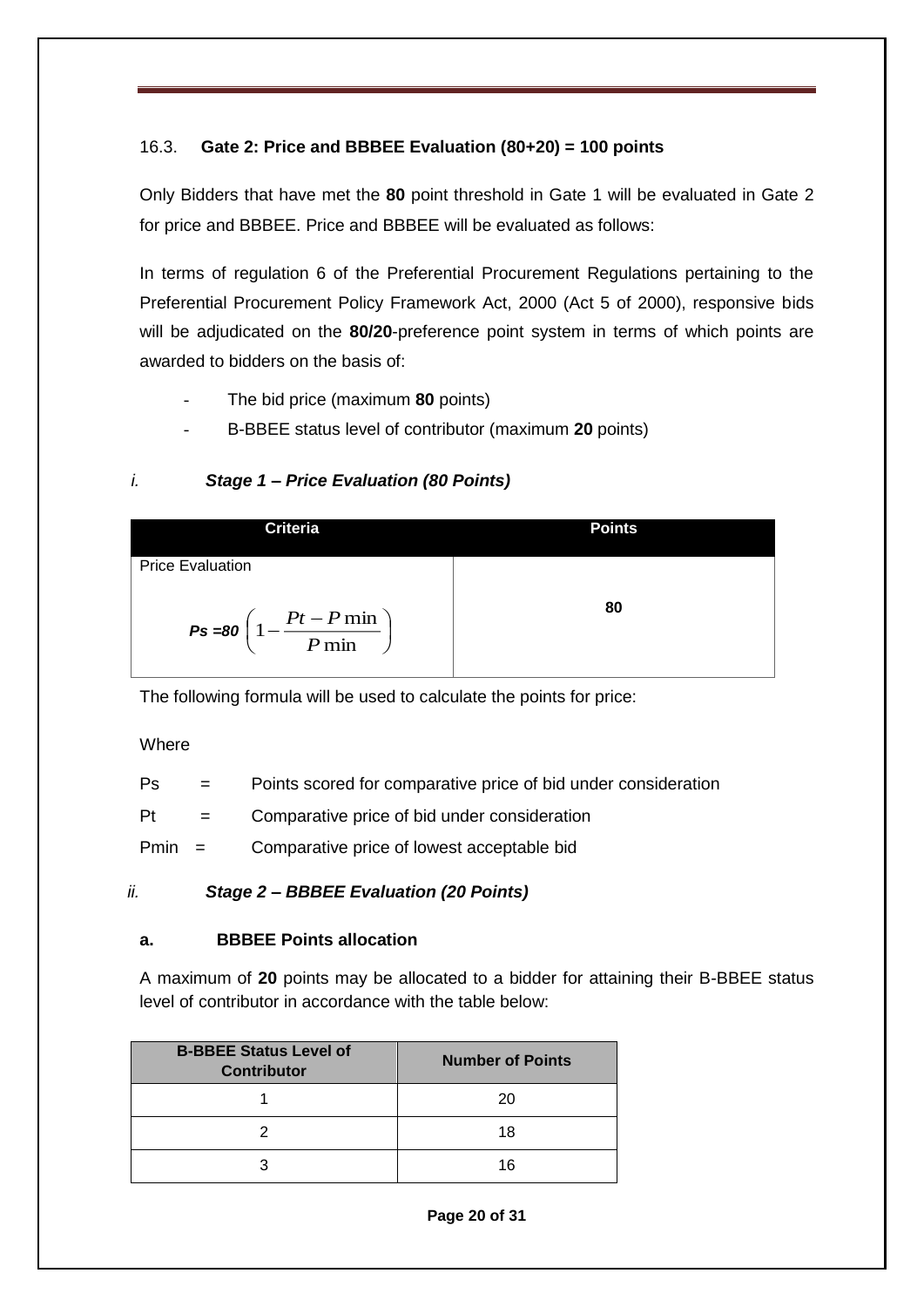### 16.3. Gate 2: Price and BBBEE Evaluation (80+20) = 100 points

Only Bidders that have met the **80** point threshold in Gate 1 will be evaluated in Gate 2 for price and BBBEE. Price and BBBEE will be evaluated as follows:

In terms of regulation 6 of the Preferential Procurement Regulations pertaining to the Preferential Procurement Policy Framework Act, 2000 (Act 5 of 2000), responsive bids will be adjudicated on the **80/20**-preference point system in terms of which points are awarded to bidders on the basis of:

- The bid price (maximum **80** points)
- B-BBEE status level of contributor (maximum **20** points)

*i.* ***Stage 1 – Price Evaluation (80 Points)***

| Criteria | Points |
|---|---|
| Price Evaluation $Ps = 80\left(1 - \frac{Pt - P\min}{P\min}\right)$ | **80** |

The following formula will be used to calculate the points for price:

Where

Ps = Points scored for comparative price of bid under consideration

Pt = Comparative price of bid under consideration

Pmin = Comparative price of lowest acceptable bid

*ii.* ***Stage 2 – BBBEE Evaluation (20 Points)***

**a. BBBEE Points allocation**

A maximum of **20** points may be allocated to a bidder for attaining their B-BBEE status level of contributor in accordance with the table below:

| B-BBEE Status Level of Contributor | Number of Points |
|---|---|
| 1 | 20 |
| 2 | 18 |
| 3 | 16 |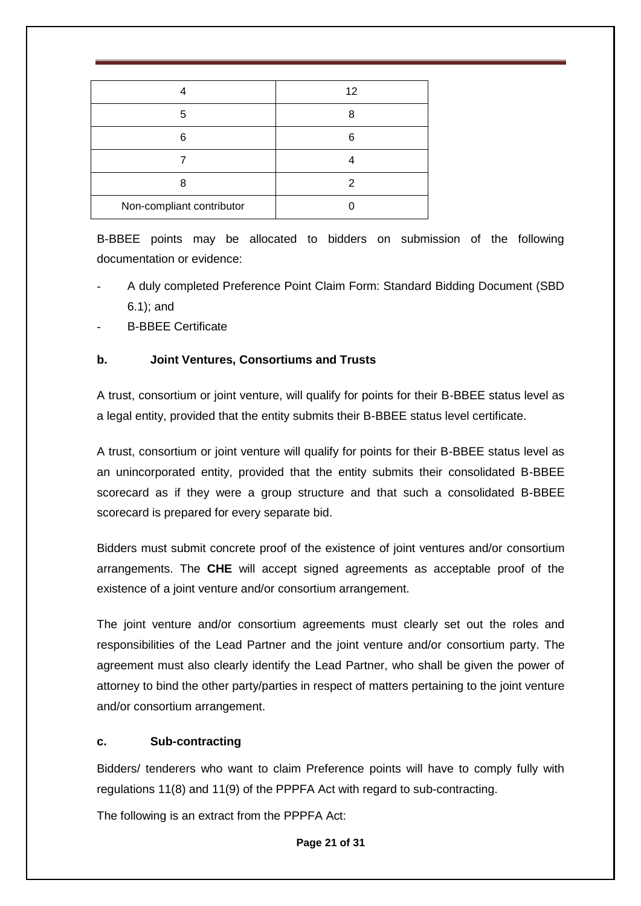| 4 | 12 |
|---|---|
| 5 | 8 |
| 6 | 6 |
| 7 | 4 |
| 8 | 2 |
| Non-compliant contributor | 0 |

B-BBEE points may be allocated to bidders on submission of the following documentation or evidence:

- A duly completed Preference Point Claim Form: Standard Bidding Document (SBD 6.1); and
- B-BBEE Certificate

**b. Joint Ventures, Consortiums and Trusts**

A trust, consortium or joint venture, will qualify for points for their B-BBEE status level as a legal entity, provided that the entity submits their B-BBEE status level certificate.

A trust, consortium or joint venture will qualify for points for their B-BBEE status level as an unincorporated entity, provided that the entity submits their consolidated B-BBEE scorecard as if they were a group structure and that such a consolidated B-BBEE scorecard is prepared for every separate bid.

Bidders must submit concrete proof of the existence of joint ventures and/or consortium arrangements. The **CHE** will accept signed agreements as acceptable proof of the existence of a joint venture and/or consortium arrangement.

The joint venture and/or consortium agreements must clearly set out the roles and responsibilities of the Lead Partner and the joint venture and/or consortium party. The agreement must also clearly identify the Lead Partner, who shall be given the power of attorney to bind the other party/parties in respect of matters pertaining to the joint venture and/or consortium arrangement.

**c. Sub-contracting**

Bidders/ tenderers who want to claim Preference points will have to comply fully with regulations 11(8) and 11(9) of the PPPFA Act with regard to sub-contracting.

The following is an extract from the PPPFA Act: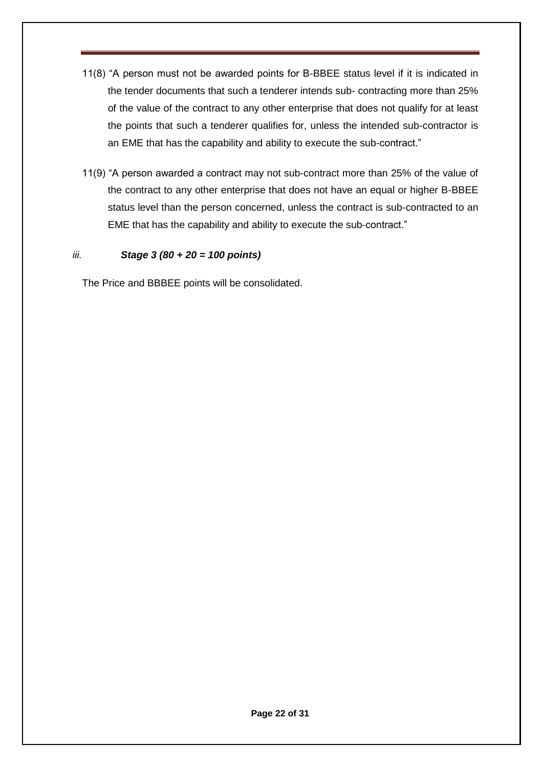11(8) "A person must not be awarded points for B-BBEE status level if it is indicated in the tender documents that such a tenderer intends sub- contracting more than 25% of the value of the contract to any other enterprise that does not qualify for at least the points that such a tenderer qualifies for, unless the intended sub-contractor is an EME that has the capability and ability to execute the sub-contract."

11(9) "A person awarded a contract may not sub-contract more than 25% of the value of the contract to any other enterprise that does not have an equal or higher B-BBEE status level than the person concerned, unless the contract is sub-contracted to an EME that has the capability and ability to execute the sub-contract."

*iii.* ***Stage 3 (80 + 20 = 100 points)***

The Price and BBBEE points will be consolidated.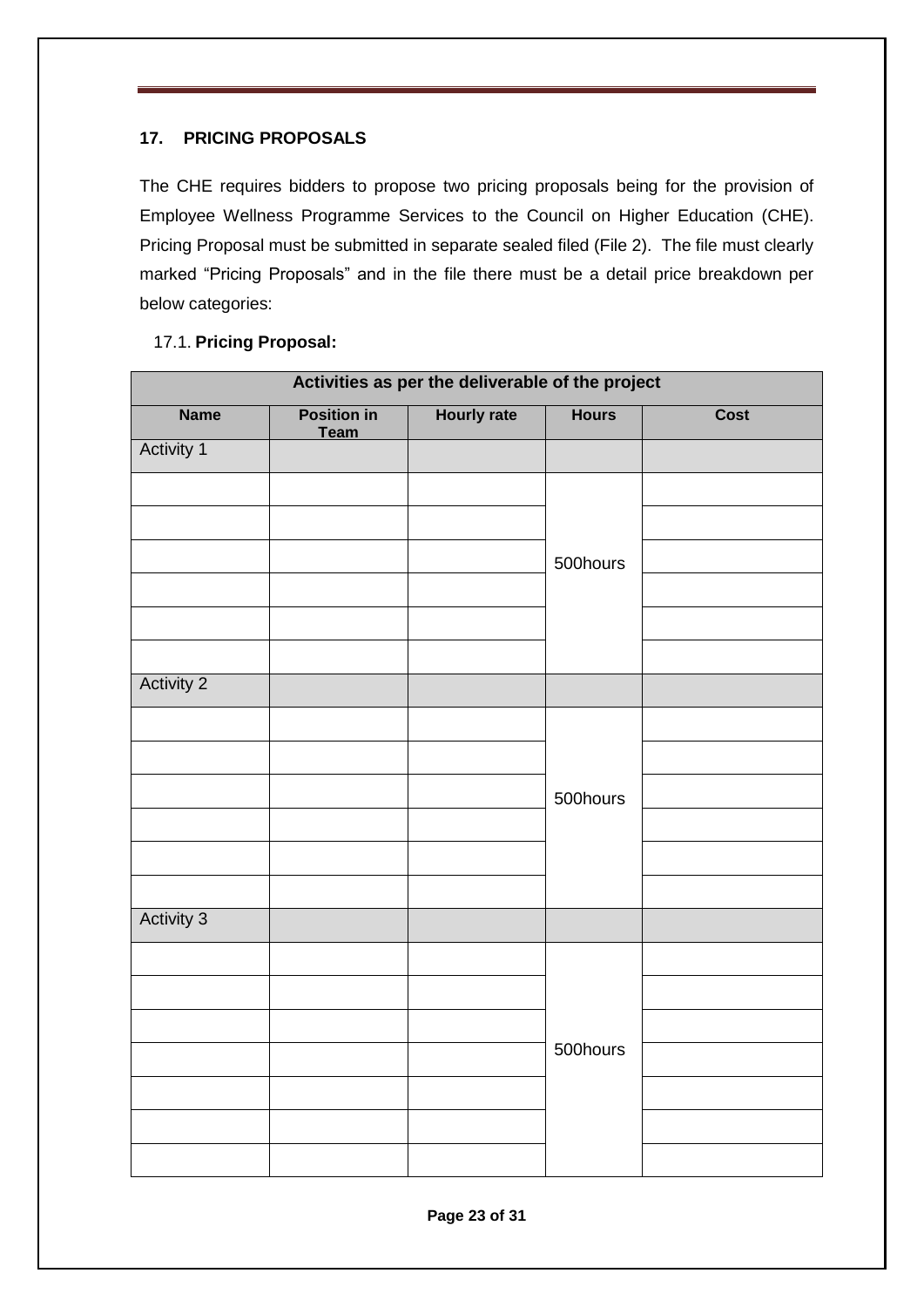## 17. PRICING PROPOSALS

The CHE requires bidders to propose two pricing proposals being for the provision of Employee Wellness Programme Services to the Council on Higher Education (CHE). Pricing Proposal must be submitted in separate sealed filed (File 2). The file must clearly marked "Pricing Proposals" and in the file there must be a detail price breakdown per below categories:

### 17.1. Pricing Proposal:

| Activities as per the deliverable of the project | | | | |
|---|---|---|---|---|
| **Name** | **Position in Team** | **Hourly rate** | **Hours** | **Cost** |
| Activity 1 | | | | |
| | | | 500hours | |
| | | | | |
| | | | | |
| | | | | |
| | | | | |
| | | | | |
| Activity 2 | | | | |
| | | | 500hours | |
| | | | | |
| | | | | |
| | | | | |
| | | | | |
| | | | | |
| Activity 3 | | | | |
| | | | 500hours | |
| | | | | |
| | | | | |
| | | | | |
| | | | | |
| | | | | |
| | | | | |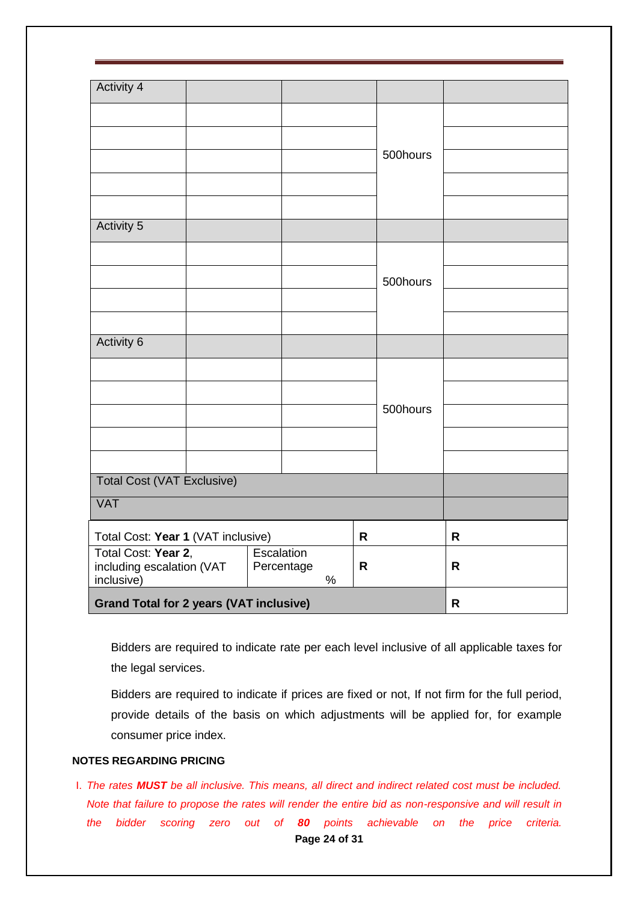| Activity 4 | | | | |
|---|---|---|---|---|
| | | | | |
| | | | | |
| | | | 500hours | |
| | | | | |
| | | | | |
| Activity 5 | | | | |
| | | | | |
| | | | 500hours | |
| | | | | |
| | | | | |
| Activity 6 | | | | |
| | | | | |
| | | | | |
| | | | 500hours | |
| | | | | |
| | | | | |
| Total Cost (VAT Exclusive) | | | | |
| VAT | | | | |

| Total Cost: **Year 1** (VAT inclusive) | | **R** | **R** |
|---|---|---|---|
| Total Cost: **Year 2**, including escalation (VAT inclusive) | Escalation Percentage % | **R** | **R** |
| **Grand Total for 2 years (VAT inclusive)** | | | **R** |

Bidders are required to indicate rate per each level inclusive of all applicable taxes for the legal services.

Bidders are required to indicate if prices are fixed or not, If not firm for the full period, provide details of the basis on which adjustments will be applied for, for example consumer price index.

**NOTES REGARDING PRICING**

I. *The rates **MUST** be all inclusive. This means, all direct and indirect related cost must be included. Note that failure to propose the rates will render the entire bid as non-responsive and will result in the bidder scoring zero out of **80** points achievable on the price criteria.*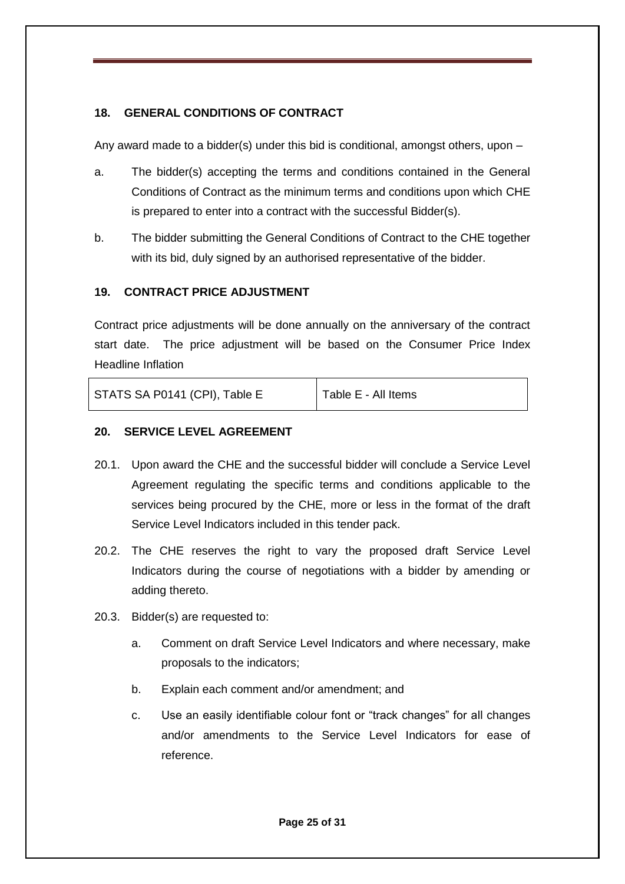## 18. GENERAL CONDITIONS OF CONTRACT

Any award made to a bidder(s) under this bid is conditional, amongst others, upon –

a. The bidder(s) accepting the terms and conditions contained in the General Conditions of Contract as the minimum terms and conditions upon which CHE is prepared to enter into a contract with the successful Bidder(s).

b. The bidder submitting the General Conditions of Contract to the CHE together with its bid, duly signed by an authorised representative of the bidder.

## 19. CONTRACT PRICE ADJUSTMENT

Contract price adjustments will be done annually on the anniversary of the contract start date. The price adjustment will be based on the Consumer Price Index Headline Inflation

| STATS SA P0141 (CPI), Table E | Table E - All Items |
|---|---|

## 20. SERVICE LEVEL AGREEMENT

20.1. Upon award the CHE and the successful bidder will conclude a Service Level Agreement regulating the specific terms and conditions applicable to the services being procured by the CHE, more or less in the format of the draft Service Level Indicators included in this tender pack.

20.2. The CHE reserves the right to vary the proposed draft Service Level Indicators during the course of negotiations with a bidder by amending or adding thereto.

20.3. Bidder(s) are requested to:

a. Comment on draft Service Level Indicators and where necessary, make proposals to the indicators;

b. Explain each comment and/or amendment; and

c. Use an easily identifiable colour font or "track changes" for all changes and/or amendments to the Service Level Indicators for ease of reference.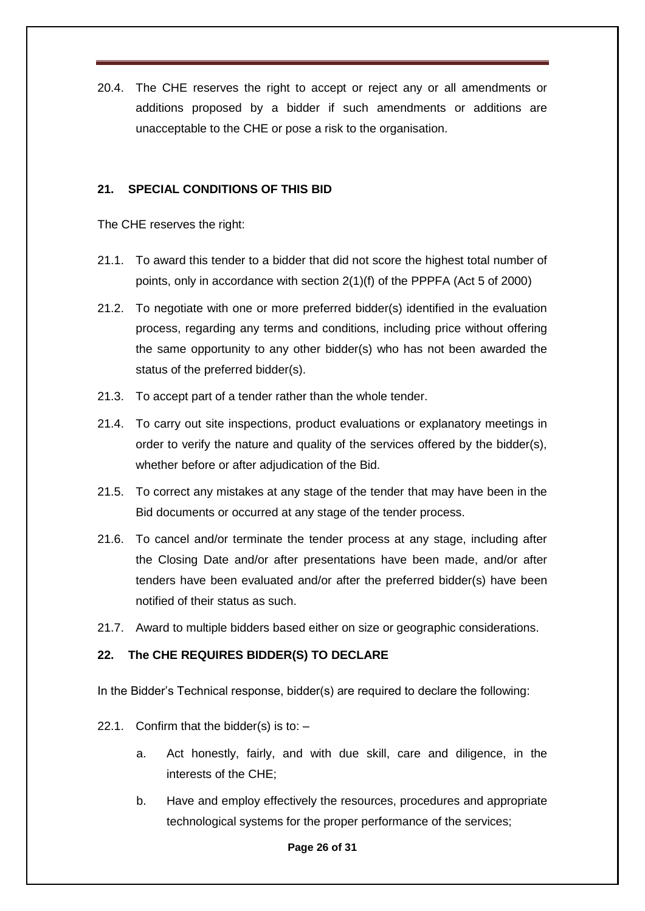20.4. The CHE reserves the right to accept or reject any or all amendments or additions proposed by a bidder if such amendments or additions are unacceptable to the CHE or pose a risk to the organisation.

## 21. SPECIAL CONDITIONS OF THIS BID

The CHE reserves the right:

21.1. To award this tender to a bidder that did not score the highest total number of points, only in accordance with section 2(1)(f) of the PPPFA (Act 5 of 2000)

21.2. To negotiate with one or more preferred bidder(s) identified in the evaluation process, regarding any terms and conditions, including price without offering the same opportunity to any other bidder(s) who has not been awarded the status of the preferred bidder(s).

21.3. To accept part of a tender rather than the whole tender.

21.4. To carry out site inspections, product evaluations or explanatory meetings in order to verify the nature and quality of the services offered by the bidder(s), whether before or after adjudication of the Bid.

21.5. To correct any mistakes at any stage of the tender that may have been in the Bid documents or occurred at any stage of the tender process.

21.6. To cancel and/or terminate the tender process at any stage, including after the Closing Date and/or after presentations have been made, and/or after tenders have been evaluated and/or after the preferred bidder(s) have been notified of their status as such.

21.7. Award to multiple bidders based either on size or geographic considerations.

## 22. The CHE REQUIRES BIDDER(S) TO DECLARE

In the Bidder's Technical response, bidder(s) are required to declare the following:

22.1. Confirm that the bidder(s) is to: –

a. Act honestly, fairly, and with due skill, care and diligence, in the interests of the CHE;

b. Have and employ effectively the resources, procedures and appropriate technological systems for the proper performance of the services;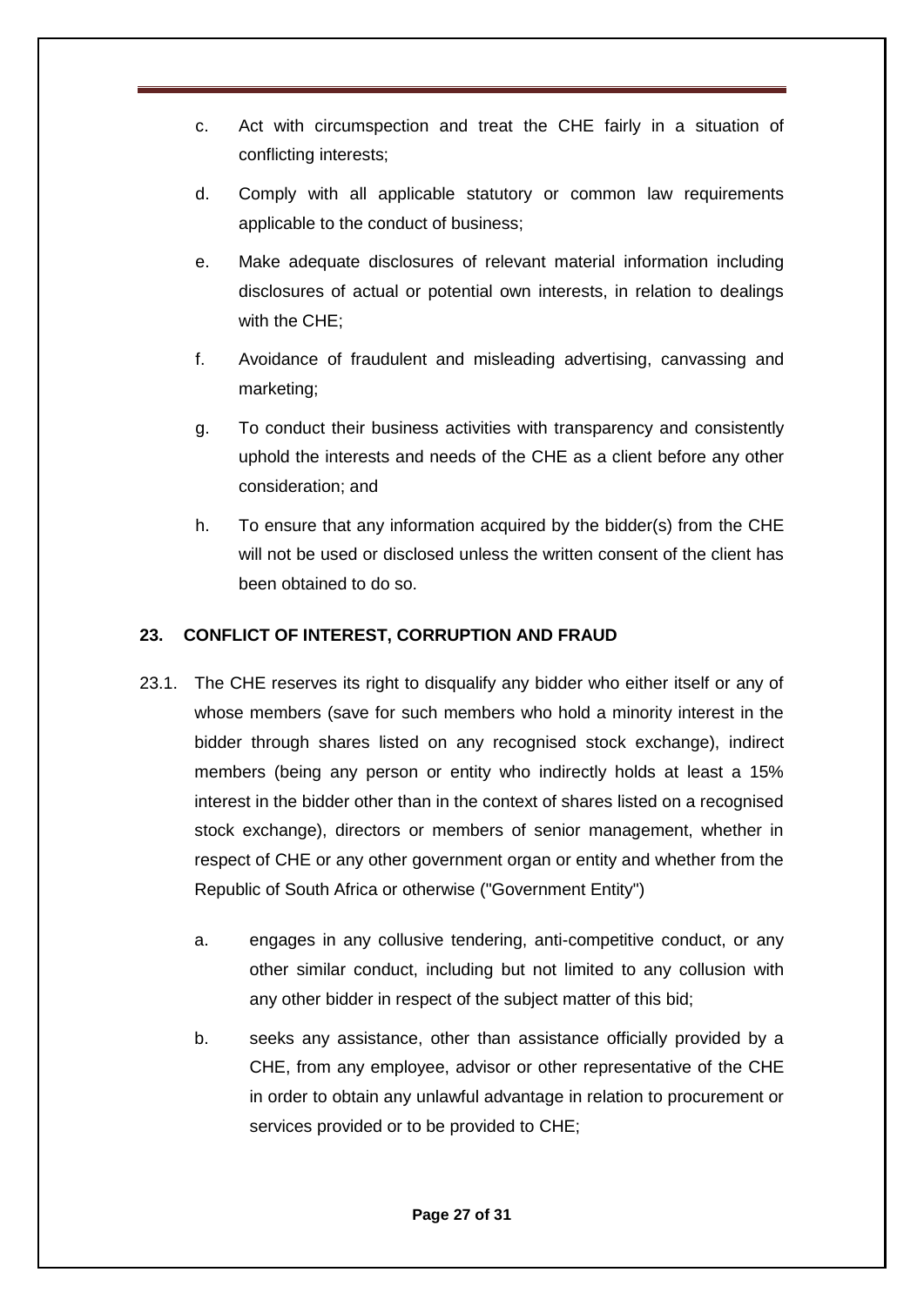c. Act with circumspection and treat the CHE fairly in a situation of conflicting interests;

d. Comply with all applicable statutory or common law requirements applicable to the conduct of business;

e. Make adequate disclosures of relevant material information including disclosures of actual or potential own interests, in relation to dealings with the CHE;

f. Avoidance of fraudulent and misleading advertising, canvassing and marketing;

g. To conduct their business activities with transparency and consistently uphold the interests and needs of the CHE as a client before any other consideration; and

h. To ensure that any information acquired by the bidder(s) from the CHE will not be used or disclosed unless the written consent of the client has been obtained to do so.

## 23. CONFLICT OF INTEREST, CORRUPTION AND FRAUD

23.1. The CHE reserves its right to disqualify any bidder who either itself or any of whose members (save for such members who hold a minority interest in the bidder through shares listed on any recognised stock exchange), indirect members (being any person or entity who indirectly holds at least a 15% interest in the bidder other than in the context of shares listed on a recognised stock exchange), directors or members of senior management, whether in respect of CHE or any other government organ or entity and whether from the Republic of South Africa or otherwise ("Government Entity")

a. engages in any collusive tendering, anti-competitive conduct, or any other similar conduct, including but not limited to any collusion with any other bidder in respect of the subject matter of this bid;

b. seeks any assistance, other than assistance officially provided by a CHE, from any employee, advisor or other representative of the CHE in order to obtain any unlawful advantage in relation to procurement or services provided or to be provided to CHE;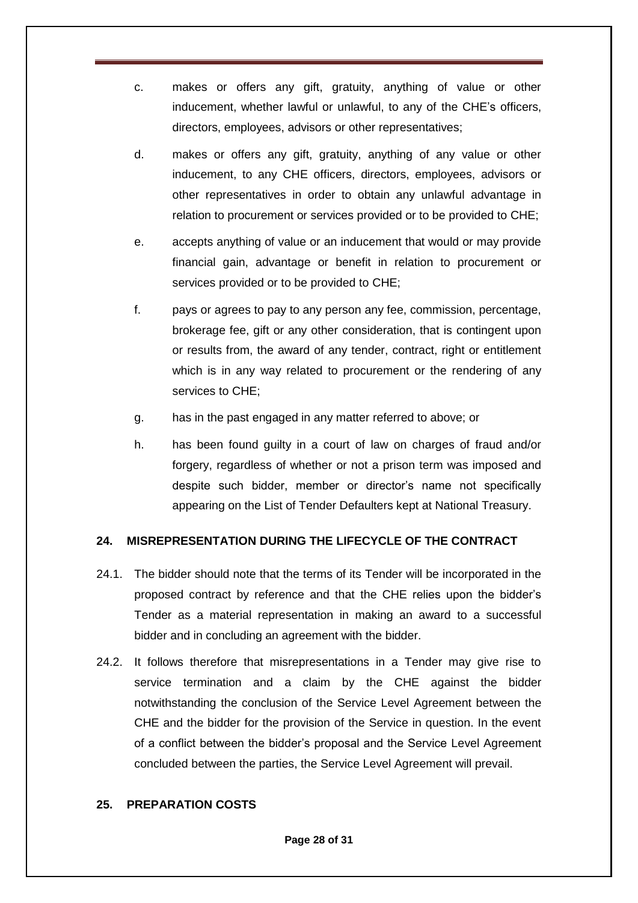c. makes or offers any gift, gratuity, anything of value or other inducement, whether lawful or unlawful, to any of the CHE's officers, directors, employees, advisors or other representatives;

d. makes or offers any gift, gratuity, anything of any value or other inducement, to any CHE officers, directors, employees, advisors or other representatives in order to obtain any unlawful advantage in relation to procurement or services provided or to be provided to CHE;

e. accepts anything of value or an inducement that would or may provide financial gain, advantage or benefit in relation to procurement or services provided or to be provided to CHE;

f. pays or agrees to pay to any person any fee, commission, percentage, brokerage fee, gift or any other consideration, that is contingent upon or results from, the award of any tender, contract, right or entitlement which is in any way related to procurement or the rendering of any services to CHE;

g. has in the past engaged in any matter referred to above; or

h. has been found guilty in a court of law on charges of fraud and/or forgery, regardless of whether or not a prison term was imposed and despite such bidder, member or director's name not specifically appearing on the List of Tender Defaulters kept at National Treasury.

**24. MISREPRESENTATION DURING THE LIFECYCLE OF THE CONTRACT**

24.1. The bidder should note that the terms of its Tender will be incorporated in the proposed contract by reference and that the CHE relies upon the bidder's Tender as a material representation in making an award to a successful bidder and in concluding an agreement with the bidder.

24.2. It follows therefore that misrepresentations in a Tender may give rise to service termination and a claim by the CHE against the bidder notwithstanding the conclusion of the Service Level Agreement between the CHE and the bidder for the provision of the Service in question. In the event of a conflict between the bidder's proposal and the Service Level Agreement concluded between the parties, the Service Level Agreement will prevail.

**25. PREPARATION COSTS**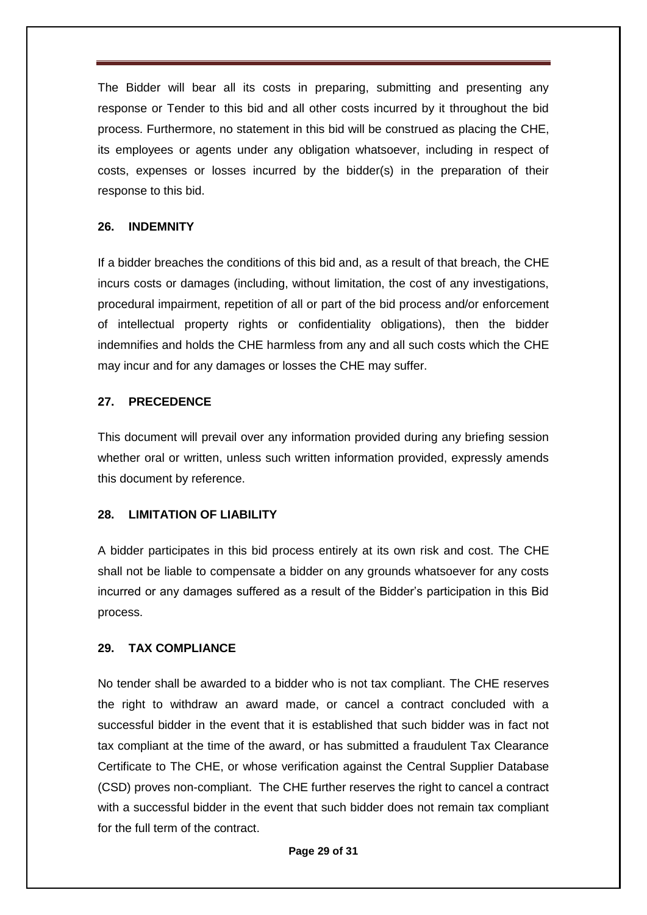The Bidder will bear all its costs in preparing, submitting and presenting any response or Tender to this bid and all other costs incurred by it throughout the bid process. Furthermore, no statement in this bid will be construed as placing the CHE, its employees or agents under any obligation whatsoever, including in respect of costs, expenses or losses incurred by the bidder(s) in the preparation of their response to this bid.

## 26. INDEMNITY

If a bidder breaches the conditions of this bid and, as a result of that breach, the CHE incurs costs or damages (including, without limitation, the cost of any investigations, procedural impairment, repetition of all or part of the bid process and/or enforcement of intellectual property rights or confidentiality obligations), then the bidder indemnifies and holds the CHE harmless from any and all such costs which the CHE may incur and for any damages or losses the CHE may suffer.

## 27. PRECEDENCE

This document will prevail over any information provided during any briefing session whether oral or written, unless such written information provided, expressly amends this document by reference.

## 28. LIMITATION OF LIABILITY

A bidder participates in this bid process entirely at its own risk and cost. The CHE shall not be liable to compensate a bidder on any grounds whatsoever for any costs incurred or any damages suffered as a result of the Bidder's participation in this Bid process.

## 29. TAX COMPLIANCE

No tender shall be awarded to a bidder who is not tax compliant. The CHE reserves the right to withdraw an award made, or cancel a contract concluded with a successful bidder in the event that it is established that such bidder was in fact not tax compliant at the time of the award, or has submitted a fraudulent Tax Clearance Certificate to The CHE, or whose verification against the Central Supplier Database (CSD) proves non-compliant. The CHE further reserves the right to cancel a contract with a successful bidder in the event that such bidder does not remain tax compliant for the full term of the contract.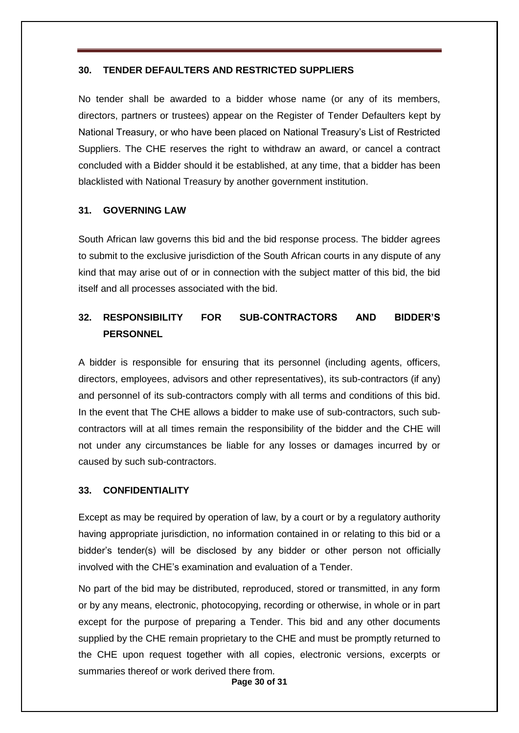## 30. TENDER DEFAULTERS AND RESTRICTED SUPPLIERS

No tender shall be awarded to a bidder whose name (or any of its members, directors, partners or trustees) appear on the Register of Tender Defaulters kept by National Treasury, or who have been placed on National Treasury's List of Restricted Suppliers. The CHE reserves the right to withdraw an award, or cancel a contract concluded with a Bidder should it be established, at any time, that a bidder has been blacklisted with National Treasury by another government institution.

## 31. GOVERNING LAW

South African law governs this bid and the bid response process. The bidder agrees to submit to the exclusive jurisdiction of the South African courts in any dispute of any kind that may arise out of or in connection with the subject matter of this bid, the bid itself and all processes associated with the bid.

## 32. RESPONSIBILITY FOR SUB-CONTRACTORS AND BIDDER'S PERSONNEL

A bidder is responsible for ensuring that its personnel (including agents, officers, directors, employees, advisors and other representatives), its sub-contractors (if any) and personnel of its sub-contractors comply with all terms and conditions of this bid. In the event that The CHE allows a bidder to make use of sub-contractors, such sub-contractors will at all times remain the responsibility of the bidder and the CHE will not under any circumstances be liable for any losses or damages incurred by or caused by such sub-contractors.

## 33. CONFIDENTIALITY

Except as may be required by operation of law, by a court or by a regulatory authority having appropriate jurisdiction, no information contained in or relating to this bid or a bidder's tender(s) will be disclosed by any bidder or other person not officially involved with the CHE's examination and evaluation of a Tender.

No part of the bid may be distributed, reproduced, stored or transmitted, in any form or by any means, electronic, photocopying, recording or otherwise, in whole or in part except for the purpose of preparing a Tender. This bid and any other documents supplied by the CHE remain proprietary to the CHE and must be promptly returned to the CHE upon request together with all copies, electronic versions, excerpts or summaries thereof or work derived there from.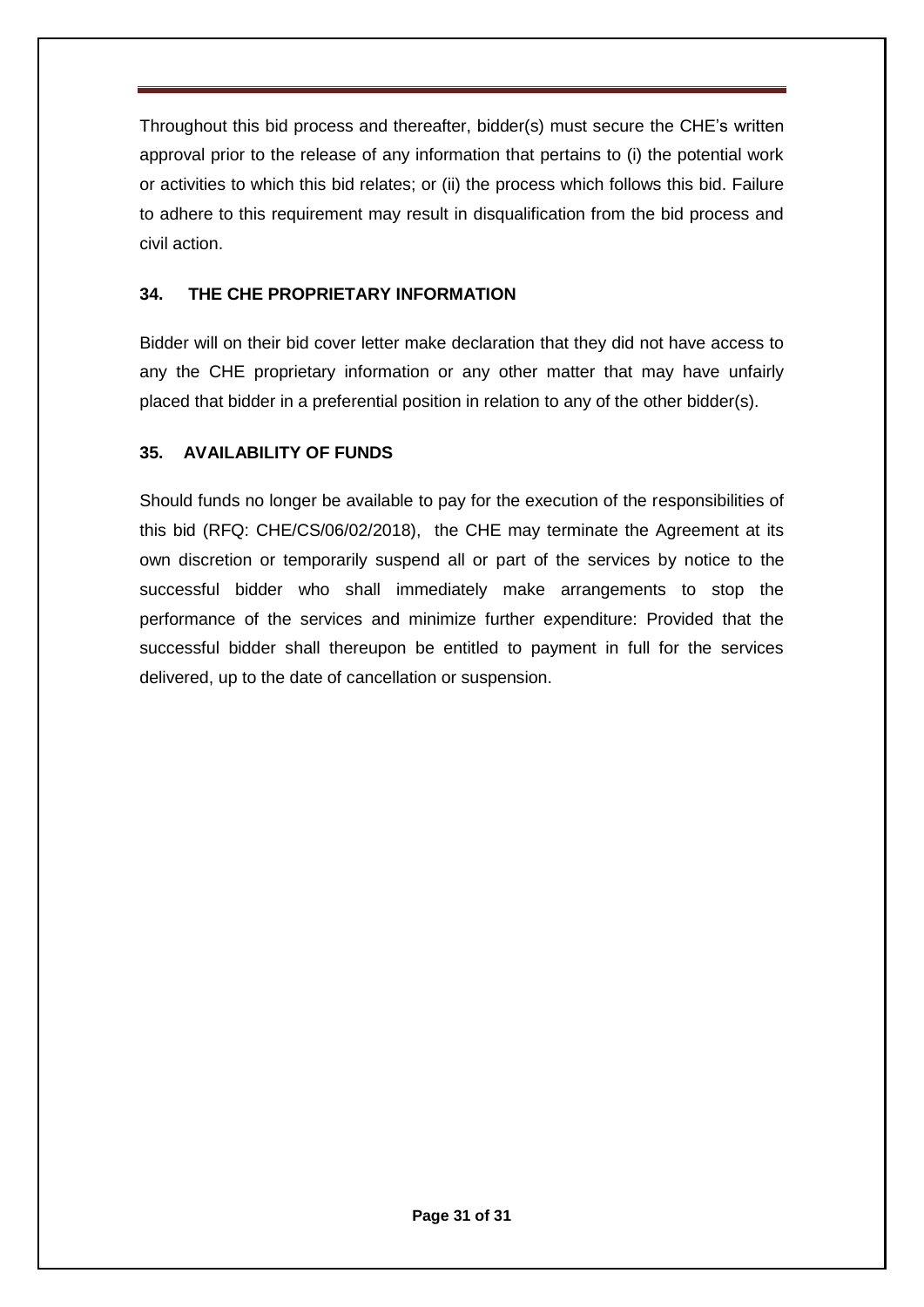Throughout this bid process and thereafter, bidder(s) must secure the CHE's written approval prior to the release of any information that pertains to (i) the potential work or activities to which this bid relates; or (ii) the process which follows this bid. Failure to adhere to this requirement may result in disqualification from the bid process and civil action.

## 34. THE CHE PROPRIETARY INFORMATION

Bidder will on their bid cover letter make declaration that they did not have access to any the CHE proprietary information or any other matter that may have unfairly placed that bidder in a preferential position in relation to any of the other bidder(s).

## 35. AVAILABILITY OF FUNDS

Should funds no longer be available to pay for the execution of the responsibilities of this bid (RFQ: CHE/CS/06/02/2018), the CHE may terminate the Agreement at its own discretion or temporarily suspend all or part of the services by notice to the successful bidder who shall immediately make arrangements to stop the performance of the services and minimize further expenditure: Provided that the successful bidder shall thereupon be entitled to payment in full for the services delivered, up to the date of cancellation or suspension.